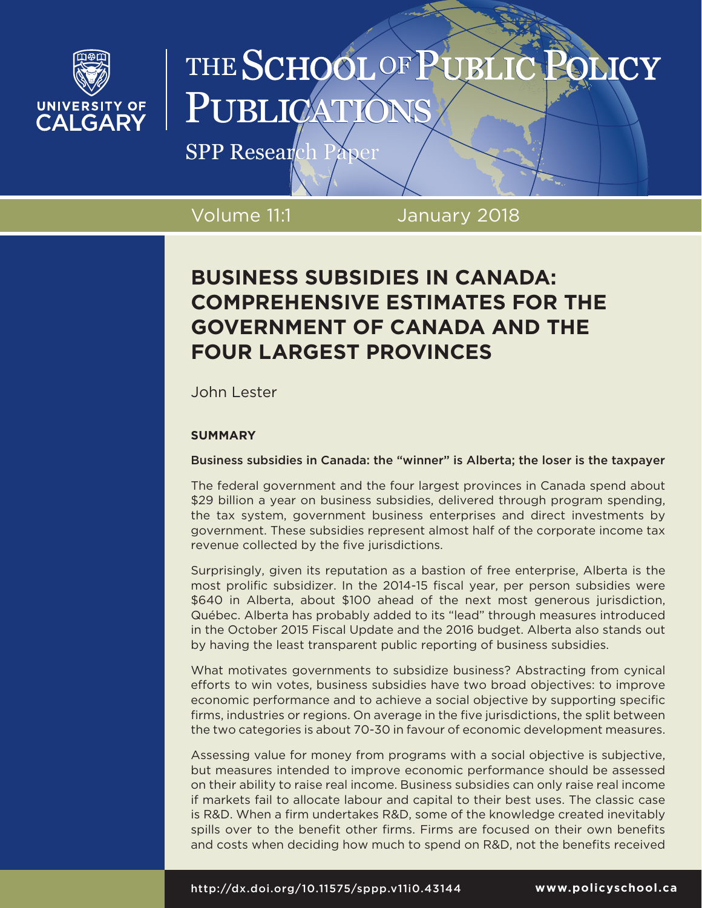THE SCHOOL OF PUBLIC POLICY PUBLICATIONS

SPP Research Paper

Volume 11:1 January 2018

# BUSINESS SUBSIDIES IN CANADA: COMPREHENSIVE ESTIMATES FOR THE GOVERNMENT OF CANADA AND THE FOUR LARGEST PROVINCES

John Lester

## SUMMARY

Business subsidies in Canada: the "winner" is Alberta; the loser is the taxpayer

The federal government and the four largest provinces in Canada spend about $29 billion a year on business subsidies, delivered through program spending, the tax system, government business enterprises and direct investments by government. These subsidies represent almost half of the corporate income tax revenue collected by the five jurisdictions.

Surprisingly, given its reputation as a bastion of free enterprise, Alberta is the most prolific subsidizer. In the 2014-15 fiscal year, per person subsidies were $640 in Alberta, about $100 ahead of the next most generous jurisdiction, Québec. Alberta has probably added to its "lead" through measures introduced in the October 2015 Fiscal Update and the 2016 budget. Alberta also stands out by having the least transparent public reporting of business subsidies.

What motivates governments to subsidize business? Abstracting from cynical efforts to win votes, business subsidies have two broad objectives: to improve economic performance and to achieve a social objective by supporting specific firms, industries or regions. On average in the five jurisdictions, the split between the two categories is about 70-30 in favour of economic development measures.

Assessing value for money from programs with a social objective is subjective, but measures intended to improve economic performance should be assessed on their ability to raise real income. Business subsidies can only raise real income if markets fail to allocate labour and capital to their best uses. The classic case is R&D. When a firm undertakes R&D, some of the knowledge created inevitably spills over to the benefit other firms. Firms are focused on their own benefits and costs when deciding how much to spend on R&D, not the benefits received

http://dx.doi.org/10.11575/sppp.v11i0.43144 www.policyschool.ca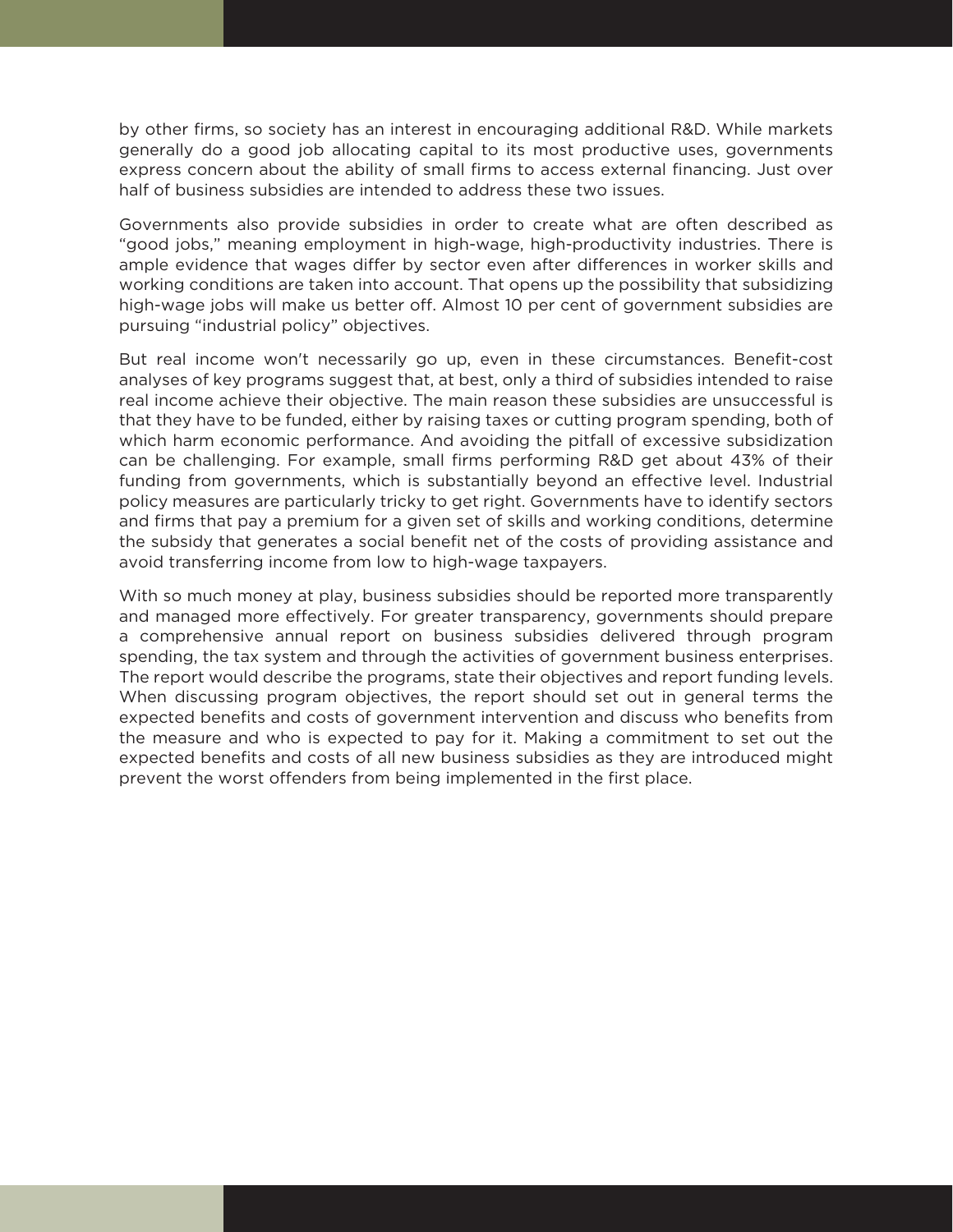by other firms, so society has an interest in encouraging additional R&D. While markets generally do a good job allocating capital to its most productive uses, governments express concern about the ability of small firms to access external financing. Just over half of business subsidies are intended to address these two issues.

Governments also provide subsidies in order to create what are often described as "good jobs," meaning employment in high-wage, high-productivity industries. There is ample evidence that wages differ by sector even after differences in worker skills and working conditions are taken into account. That opens up the possibility that subsidizing high-wage jobs will make us better off. Almost 10 per cent of government subsidies are pursuing "industrial policy" objectives.

But real income won't necessarily go up, even in these circumstances. Benefit-cost analyses of key programs suggest that, at best, only a third of subsidies intended to raise real income achieve their objective. The main reason these subsidies are unsuccessful is that they have to be funded, either by raising taxes or cutting program spending, both of which harm economic performance. And avoiding the pitfall of excessive subsidization can be challenging. For example, small firms performing R&D get about 43% of their funding from governments, which is substantially beyond an effective level. Industrial policy measures are particularly tricky to get right. Governments have to identify sectors and firms that pay a premium for a given set of skills and working conditions, determine the subsidy that generates a social benefit net of the costs of providing assistance and avoid transferring income from low to high-wage taxpayers.

With so much money at play, business subsidies should be reported more transparently and managed more effectively. For greater transparency, governments should prepare a comprehensive annual report on business subsidies delivered through program spending, the tax system and through the activities of government business enterprises. The report would describe the programs, state their objectives and report funding levels. When discussing program objectives, the report should set out in general terms the expected benefits and costs of government intervention and discuss who benefits from the measure and who is expected to pay for it. Making a commitment to set out the expected benefits and costs of all new business subsidies as they are introduced might prevent the worst offenders from being implemented in the first place.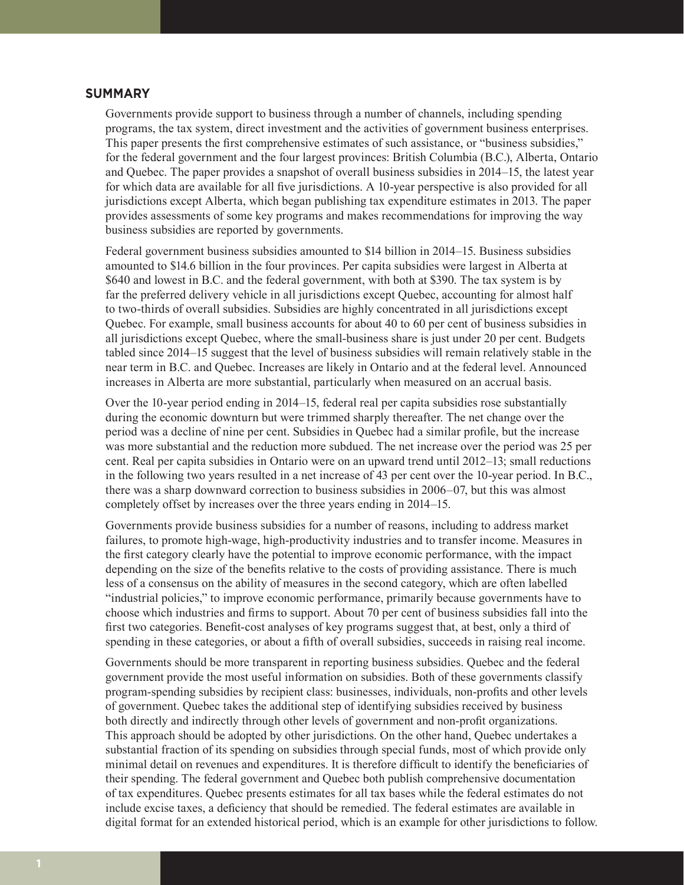## SUMMARY

Governments provide support to business through a number of channels, including spending programs, the tax system, direct investment and the activities of government business enterprises. This paper presents the first comprehensive estimates of such assistance, or "business subsidies," for the federal government and the four largest provinces: British Columbia (B.C.), Alberta, Ontario and Quebec. The paper provides a snapshot of overall business subsidies in 2014–15, the latest year for which data are available for all five jurisdictions. A 10-year perspective is also provided for all jurisdictions except Alberta, which began publishing tax expenditure estimates in 2013. The paper provides assessments of some key programs and makes recommendations for improving the way business subsidies are reported by governments.

Federal government business subsidies amounted to $14 billion in 2014–15. Business subsidies amounted to $14.6 billion in the four provinces. Per capita subsidies were largest in Alberta at $640 and lowest in B.C. and the federal government, with both at $390. The tax system is by far the preferred delivery vehicle in all jurisdictions except Quebec, accounting for almost half to two-thirds of overall subsidies. Subsidies are highly concentrated in all jurisdictions except Quebec. For example, small business accounts for about 40 to 60 per cent of business subsidies in all jurisdictions except Quebec, where the small-business share is just under 20 per cent. Budgets tabled since 2014–15 suggest that the level of business subsidies will remain relatively stable in the near term in B.C. and Quebec. Increases are likely in Ontario and at the federal level. Announced increases in Alberta are more substantial, particularly when measured on an accrual basis.

Over the 10-year period ending in 2014–15, federal real per capita subsidies rose substantially during the economic downturn but were trimmed sharply thereafter. The net change over the period was a decline of nine per cent. Subsidies in Quebec had a similar profile, but the increase was more substantial and the reduction more subdued. The net increase over the period was 25 per cent. Real per capita subsidies in Ontario were on an upward trend until 2012–13; small reductions in the following two years resulted in a net increase of 43 per cent over the 10-year period. In B.C., there was a sharp downward correction to business subsidies in 2006–07, but this was almost completely offset by increases over the three years ending in 2014–15.

Governments provide business subsidies for a number of reasons, including to address market failures, to promote high-wage, high-productivity industries and to transfer income. Measures in the first category clearly have the potential to improve economic performance, with the impact depending on the size of the benefits relative to the costs of providing assistance. There is much less of a consensus on the ability of measures in the second category, which are often labelled "industrial policies," to improve economic performance, primarily because governments have to choose which industries and firms to support. About 70 per cent of business subsidies fall into the first two categories. Benefit-cost analyses of key programs suggest that, at best, only a third of spending in these categories, or about a fifth of overall subsidies, succeeds in raising real income.

Governments should be more transparent in reporting business subsidies. Quebec and the federal government provide the most useful information on subsidies. Both of these governments classify program-spending subsidies by recipient class: businesses, individuals, non-profits and other levels of government. Quebec takes the additional step of identifying subsidies received by business both directly and indirectly through other levels of government and non-profit organizations. This approach should be adopted by other jurisdictions. On the other hand, Quebec undertakes a substantial fraction of its spending on subsidies through special funds, most of which provide only minimal detail on revenues and expenditures. It is therefore difficult to identify the beneficiaries of their spending. The federal government and Quebec both publish comprehensive documentation of tax expenditures. Quebec presents estimates for all tax bases while the federal estimates do not include excise taxes, a deficiency that should be remedied. The federal estimates are available in digital format for an extended historical period, which is an example for other jurisdictions to follow.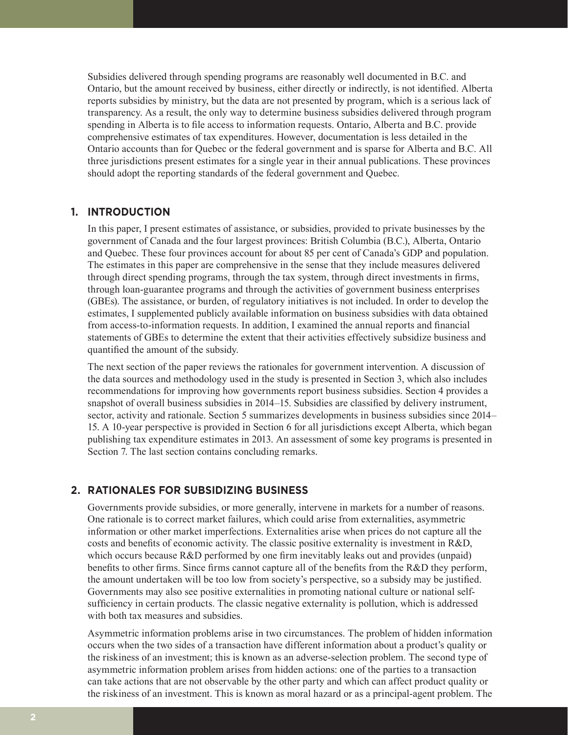Subsidies delivered through spending programs are reasonably well documented in B.C. and Ontario, but the amount received by business, either directly or indirectly, is not identified. Alberta reports subsidies by ministry, but the data are not presented by program, which is a serious lack of transparency. As a result, the only way to determine business subsidies delivered through program spending in Alberta is to file access to information requests. Ontario, Alberta and B.C. provide comprehensive estimates of tax expenditures. However, documentation is less detailed in the Ontario accounts than for Quebec or the federal government and is sparse for Alberta and B.C. All three jurisdictions present estimates for a single year in their annual publications. These provinces should adopt the reporting standards of the federal government and Quebec.

## 1. INTRODUCTION

In this paper, I present estimates of assistance, or subsidies, provided to private businesses by the government of Canada and the four largest provinces: British Columbia (B.C.), Alberta, Ontario and Quebec. These four provinces account for about 85 per cent of Canada's GDP and population. The estimates in this paper are comprehensive in the sense that they include measures delivered through direct spending programs, through the tax system, through direct investments in firms, through loan-guarantee programs and through the activities of government business enterprises (GBEs). The assistance, or burden, of regulatory initiatives is not included. In order to develop the estimates, I supplemented publicly available information on business subsidies with data obtained from access-to-information requests. In addition, I examined the annual reports and financial statements of GBEs to determine the extent that their activities effectively subsidize business and quantified the amount of the subsidy.

The next section of the paper reviews the rationales for government intervention. A discussion of the data sources and methodology used in the study is presented in Section 3, which also includes recommendations for improving how governments report business subsidies. Section 4 provides a snapshot of overall business subsidies in 2014–15. Subsidies are classified by delivery instrument, sector, activity and rationale. Section 5 summarizes developments in business subsidies since 2014–15. A 10-year perspective is provided in Section 6 for all jurisdictions except Alberta, which began publishing tax expenditure estimates in 2013. An assessment of some key programs is presented in Section 7. The last section contains concluding remarks.

## 2. RATIONALES FOR SUBSIDIZING BUSINESS

Governments provide subsidies, or more generally, intervene in markets for a number of reasons. One rationale is to correct market failures, which could arise from externalities, asymmetric information or other market imperfections. Externalities arise when prices do not capture all the costs and benefits of economic activity. The classic positive externality is investment in R&D, which occurs because R&D performed by one firm inevitably leaks out and provides (unpaid) benefits to other firms. Since firms cannot capture all of the benefits from the R&D they perform, the amount undertaken will be too low from society's perspective, so a subsidy may be justified. Governments may also see positive externalities in promoting national culture or national self-sufficiency in certain products. The classic negative externality is pollution, which is addressed with both tax measures and subsidies.

Asymmetric information problems arise in two circumstances. The problem of hidden information occurs when the two sides of a transaction have different information about a product's quality or the riskiness of an investment; this is known as an adverse-selection problem. The second type of asymmetric information problem arises from hidden actions: one of the parties to a transaction can take actions that are not observable by the other party and which can affect product quality or the riskiness of an investment. This is known as moral hazard or as a principal-agent problem. The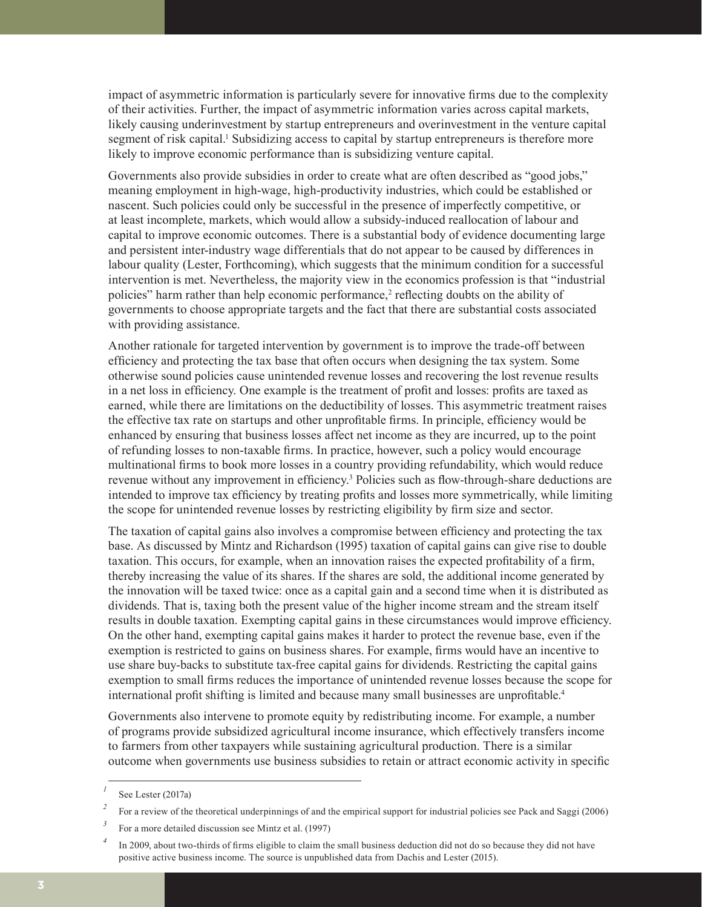impact of asymmetric information is particularly severe for innovative firms due to the complexity of their activities. Further, the impact of asymmetric information varies across capital markets, likely causing underinvestment by startup entrepreneurs and overinvestment in the venture capital segment of risk capital.[1] Subsidizing access to capital by startup entrepreneurs is therefore more likely to improve economic performance than is subsidizing venture capital.

Governments also provide subsidies in order to create what are often described as "good jobs," meaning employment in high-wage, high-productivity industries, which could be established or nascent. Such policies could only be successful in the presence of imperfectly competitive, or at least incomplete, markets, which would allow a subsidy-induced reallocation of labour and capital to improve economic outcomes. There is a substantial body of evidence documenting large and persistent inter-industry wage differentials that do not appear to be caused by differences in labour quality (Lester, Forthcoming), which suggests that the minimum condition for a successful intervention is met. Nevertheless, the majority view in the economics profession is that "industrial policies" harm rather than help economic performance,[2] reflecting doubts on the ability of governments to choose appropriate targets and the fact that there are substantial costs associated with providing assistance.

Another rationale for targeted intervention by government is to improve the trade-off between efficiency and protecting the tax base that often occurs when designing the tax system. Some otherwise sound policies cause unintended revenue losses and recovering the lost revenue results in a net loss in efficiency. One example is the treatment of profit and losses: profits are taxed as earned, while there are limitations on the deductibility of losses. This asymmetric treatment raises the effective tax rate on startups and other unprofitable firms. In principle, efficiency would be enhanced by ensuring that business losses affect net income as they are incurred, up to the point of refunding losses to non-taxable firms. In practice, however, such a policy would encourage multinational firms to book more losses in a country providing refundability, which would reduce revenue without any improvement in efficiency.[3] Policies such as flow-through-share deductions are intended to improve tax efficiency by treating profits and losses more symmetrically, while limiting the scope for unintended revenue losses by restricting eligibility by firm size and sector.

The taxation of capital gains also involves a compromise between efficiency and protecting the tax base. As discussed by Mintz and Richardson (1995) taxation of capital gains can give rise to double taxation. This occurs, for example, when an innovation raises the expected profitability of a firm, thereby increasing the value of its shares. If the shares are sold, the additional income generated by the innovation will be taxed twice: once as a capital gain and a second time when it is distributed as dividends. That is, taxing both the present value of the higher income stream and the stream itself results in double taxation. Exempting capital gains in these circumstances would improve efficiency. On the other hand, exempting capital gains makes it harder to protect the revenue base, even if the exemption is restricted to gains on business shares. For example, firms would have an incentive to use share buy-backs to substitute tax-free capital gains for dividends. Restricting the capital gains exemption to small firms reduces the importance of unintended revenue losses because the scope for international profit shifting is limited and because many small businesses are unprofitable.[4]

Governments also intervene to promote equity by redistributing income. For example, a number of programs provide subsidized agricultural income insurance, which effectively transfers income to farmers from other taxpayers while sustaining agricultural production. There is a similar outcome when governments use business subsidies to retain or attract economic activity in specific

---

[1] See Lester (2017a)

[2] For a review of the theoretical underpinnings of and the empirical support for industrial policies see Pack and Saggi (2006)

[3] For a more detailed discussion see Mintz et al. (1997)

[4] In 2009, about two-thirds of firms eligible to claim the small business deduction did not do so because they did not have positive active business income. The source is unpublished data from Dachis and Lester (2015).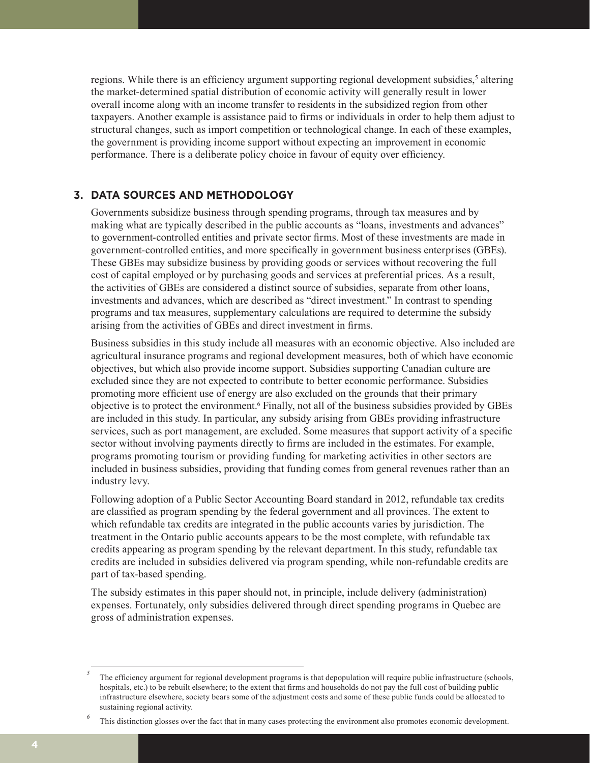regions. While there is an efficiency argument supporting regional development subsidies,[5] altering the market-determined spatial distribution of economic activity will generally result in lower overall income along with an income transfer to residents in the subsidized region from other taxpayers. Another example is assistance paid to firms or individuals in order to help them adjust to structural changes, such as import competition or technological change. In each of these examples, the government is providing income support without expecting an improvement in economic performance. There is a deliberate policy choice in favour of equity over efficiency.

## 3. DATA SOURCES AND METHODOLOGY

Governments subsidize business through spending programs, through tax measures and by making what are typically described in the public accounts as "loans, investments and advances" to government-controlled entities and private sector firms. Most of these investments are made in government-controlled entities, and more specifically in government business enterprises (GBEs). These GBEs may subsidize business by providing goods or services without recovering the full cost of capital employed or by purchasing goods and services at preferential prices. As a result, the activities of GBEs are considered a distinct source of subsidies, separate from other loans, investments and advances, which are described as "direct investment." In contrast to spending programs and tax measures, supplementary calculations are required to determine the subsidy arising from the activities of GBEs and direct investment in firms.

Business subsidies in this study include all measures with an economic objective. Also included are agricultural insurance programs and regional development measures, both of which have economic objectives, but which also provide income support. Subsidies supporting Canadian culture are excluded since they are not expected to contribute to better economic performance. Subsidies promoting more efficient use of energy are also excluded on the grounds that their primary objective is to protect the environment.[6] Finally, not all of the business subsidies provided by GBEs are included in this study. In particular, any subsidy arising from GBEs providing infrastructure services, such as port management, are excluded. Some measures that support activity of a specific sector without involving payments directly to firms are included in the estimates. For example, programs promoting tourism or providing funding for marketing activities in other sectors are included in business subsidies, providing that funding comes from general revenues rather than an industry levy.

Following adoption of a Public Sector Accounting Board standard in 2012, refundable tax credits are classified as program spending by the federal government and all provinces. The extent to which refundable tax credits are integrated in the public accounts varies by jurisdiction. The treatment in the Ontario public accounts appears to be the most complete, with refundable tax credits appearing as program spending by the relevant department. In this study, refundable tax credits are included in subsidies delivered via program spending, while non-refundable credits are part of tax-based spending.

The subsidy estimates in this paper should not, in principle, include delivery (administration) expenses. Fortunately, only subsidies delivered through direct spending programs in Quebec are gross of administration expenses.

---

[5] The efficiency argument for regional development programs is that depopulation will require public infrastructure (schools, hospitals, etc.) to be rebuilt elsewhere; to the extent that firms and households do not pay the full cost of building public infrastructure elsewhere, society bears some of the adjustment costs and some of these public funds could be allocated to sustaining regional activity.

[6] This distinction glosses over the fact that in many cases protecting the environment also promotes economic development.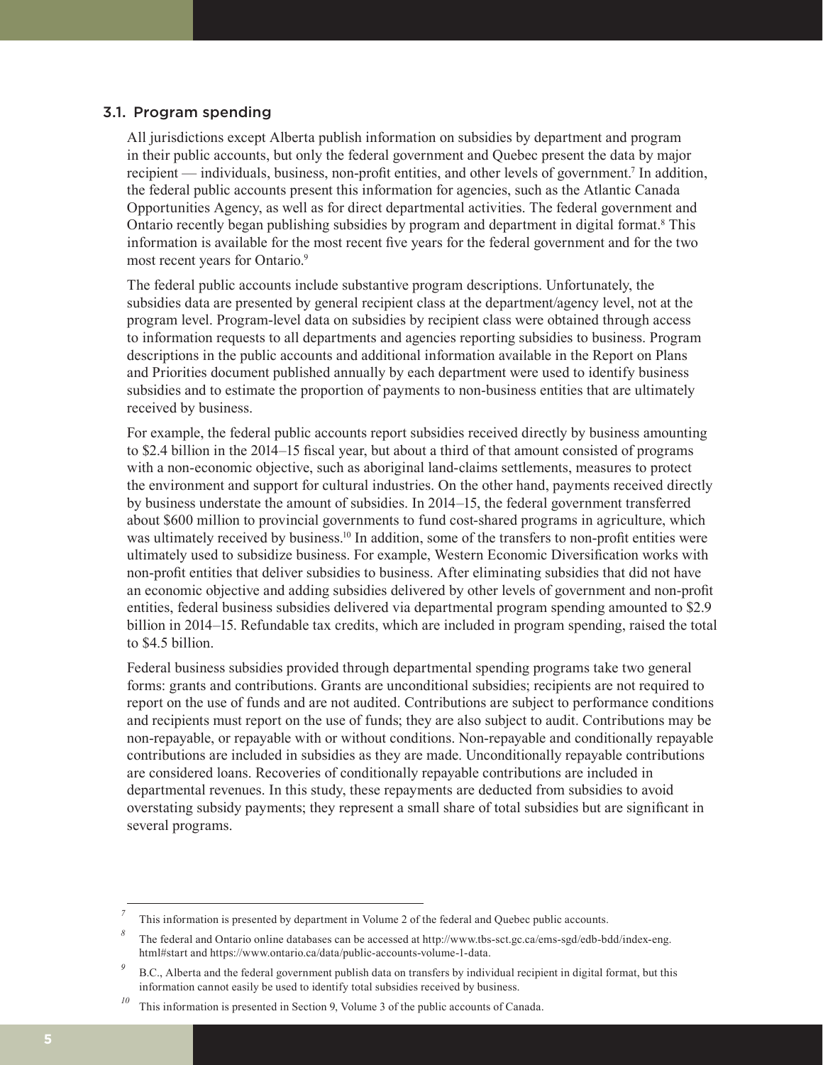### 3.1. Program spending

All jurisdictions except Alberta publish information on subsidies by department and program in their public accounts, but only the federal government and Quebec present the data by major recipient — individuals, business, non-profit entities, and other levels of government.[7] In addition, the federal public accounts present this information for agencies, such as the Atlantic Canada Opportunities Agency, as well as for direct departmental activities. The federal government and Ontario recently began publishing subsidies by program and department in digital format.[8] This information is available for the most recent five years for the federal government and for the two most recent years for Ontario.[9]

The federal public accounts include substantive program descriptions. Unfortunately, the subsidies data are presented by general recipient class at the department/agency level, not at the program level. Program-level data on subsidies by recipient class were obtained through access to information requests to all departments and agencies reporting subsidies to business. Program descriptions in the public accounts and additional information available in the Report on Plans and Priorities document published annually by each department were used to identify business subsidies and to estimate the proportion of payments to non-business entities that are ultimately received by business.

For example, the federal public accounts report subsidies received directly by business amounting to $2.4 billion in the 2014–15 fiscal year, but about a third of that amount consisted of programs with a non-economic objective, such as aboriginal land-claims settlements, measures to protect the environment and support for cultural industries. On the other hand, payments received directly by business understate the amount of subsidies. In 2014–15, the federal government transferred about $600 million to provincial governments to fund cost-shared programs in agriculture, which was ultimately received by business.[10] In addition, some of the transfers to non-profit entities were ultimately used to subsidize business. For example, Western Economic Diversification works with non-profit entities that deliver subsidies to business. After eliminating subsidies that did not have an economic objective and adding subsidies delivered by other levels of government and non-profit entities, federal business subsidies delivered via departmental program spending amounted to $2.9 billion in 2014–15. Refundable tax credits, which are included in program spending, raised the total to $4.5 billion.

Federal business subsidies provided through departmental spending programs take two general forms: grants and contributions. Grants are unconditional subsidies; recipients are not required to report on the use of funds and are not audited. Contributions are subject to performance conditions and recipients must report on the use of funds; they are also subject to audit. Contributions may be non-repayable, or repayable with or without conditions. Non-repayable and conditionally repayable contributions are included in subsidies as they are made. Unconditionally repayable contributions are considered loans. Recoveries of conditionally repayable contributions are included in departmental revenues. In this study, these repayments are deducted from subsidies to avoid overstating subsidy payments; they represent a small share of total subsidies but are significant in several programs.

---

[7] This information is presented by department in Volume 2 of the federal and Quebec public accounts.

[8] The federal and Ontario online databases can be accessed at http://www.tbs-sct.gc.ca/ems-sgd/edb-bdd/index-eng.html#start and https://www.ontario.ca/data/public-accounts-volume-1-data.

[9] B.C., Alberta and the federal government publish data on transfers by individual recipient in digital format, but this information cannot easily be used to identify total subsidies received by business.

[10] This information is presented in Section 9, Volume 3 of the public accounts of Canada.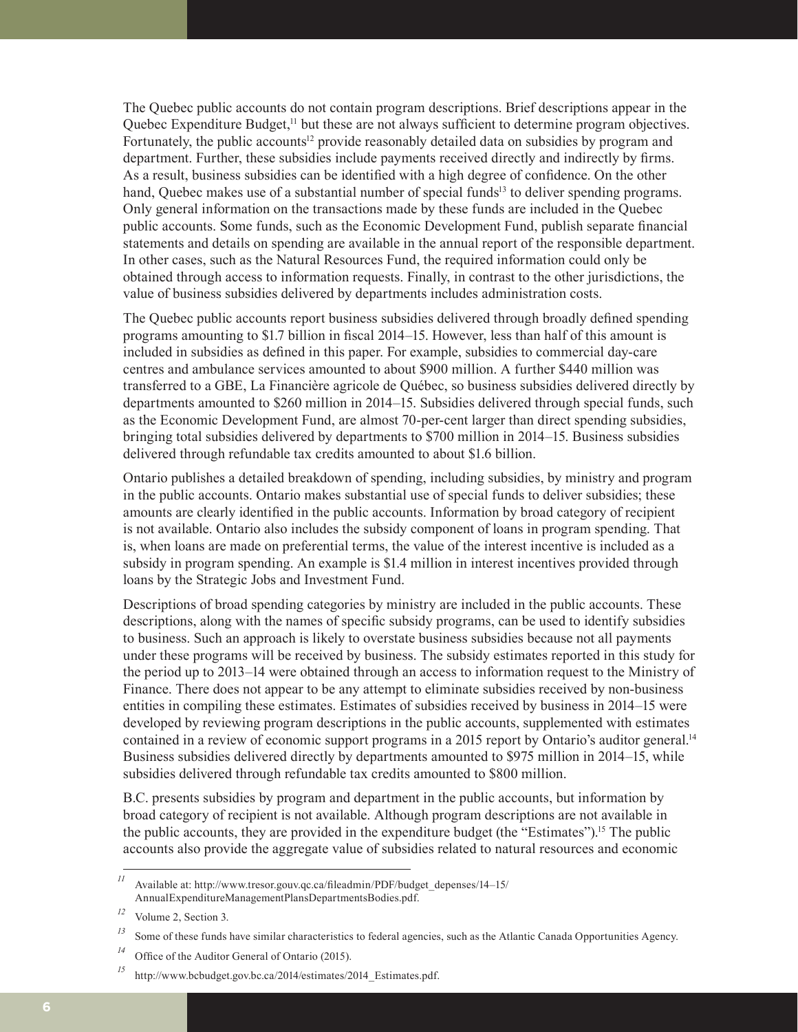The Quebec public accounts do not contain program descriptions. Brief descriptions appear in the Quebec Expenditure Budget,[11] but these are not always sufficient to determine program objectives. Fortunately, the public accounts[12] provide reasonably detailed data on subsidies by program and department. Further, these subsidies include payments received directly and indirectly by firms. As a result, business subsidies can be identified with a high degree of confidence. On the other hand, Quebec makes use of a substantial number of special funds[13] to deliver spending programs. Only general information on the transactions made by these funds are included in the Quebec public accounts. Some funds, such as the Economic Development Fund, publish separate financial statements and details on spending are available in the annual report of the responsible department. In other cases, such as the Natural Resources Fund, the required information could only be obtained through access to information requests. Finally, in contrast to the other jurisdictions, the value of business subsidies delivered by departments includes administration costs.

The Quebec public accounts report business subsidies delivered through broadly defined spending programs amounting to $1.7 billion in fiscal 2014–15. However, less than half of this amount is included in subsidies as defined in this paper. For example, subsidies to commercial day-care centres and ambulance services amounted to about $900 million. A further $440 million was transferred to a GBE, La Financière agricole de Québec, so business subsidies delivered directly by departments amounted to $260 million in 2014–15. Subsidies delivered through special funds, such as the Economic Development Fund, are almost 70-per-cent larger than direct spending subsidies, bringing total subsidies delivered by departments to $700 million in 2014–15. Business subsidies delivered through refundable tax credits amounted to about $1.6 billion.

Ontario publishes a detailed breakdown of spending, including subsidies, by ministry and program in the public accounts. Ontario makes substantial use of special funds to deliver subsidies; these amounts are clearly identified in the public accounts. Information by broad category of recipient is not available. Ontario also includes the subsidy component of loans in program spending. That is, when loans are made on preferential terms, the value of the interest incentive is included as a subsidy in program spending. An example is $1.4 million in interest incentives provided through loans by the Strategic Jobs and Investment Fund.

Descriptions of broad spending categories by ministry are included in the public accounts. These descriptions, along with the names of specific subsidy programs, can be used to identify subsidies to business. Such an approach is likely to overstate business subsidies because not all payments under these programs will be received by business. The subsidy estimates reported in this study for the period up to 2013–14 were obtained through an access to information request to the Ministry of Finance. There does not appear to be any attempt to eliminate subsidies received by non-business entities in compiling these estimates. Estimates of subsidies received by business in 2014–15 were developed by reviewing program descriptions in the public accounts, supplemented with estimates contained in a review of economic support programs in a 2015 report by Ontario's auditor general.[14] Business subsidies delivered directly by departments amounted to $975 million in 2014–15, while subsidies delivered through refundable tax credits amounted to $800 million.

B.C. presents subsidies by program and department in the public accounts, but information by broad category of recipient is not available. Although program descriptions are not available in the public accounts, they are provided in the expenditure budget (the "Estimates").[15] The public accounts also provide the aggregate value of subsidies related to natural resources and economic

---

[11] Available at: http://www.tresor.gouv.qc.ca/fileadmin/PDF/budget_depenses/14–15/AnnualExpenditureManagementPlansDepartmentsBodies.pdf.

[12] Volume 2, Section 3.

[13] Some of these funds have similar characteristics to federal agencies, such as the Atlantic Canada Opportunities Agency.

[14] Office of the Auditor General of Ontario (2015).

[15] http://www.bcbudget.gov.bc.ca/2014/estimates/2014_Estimates.pdf.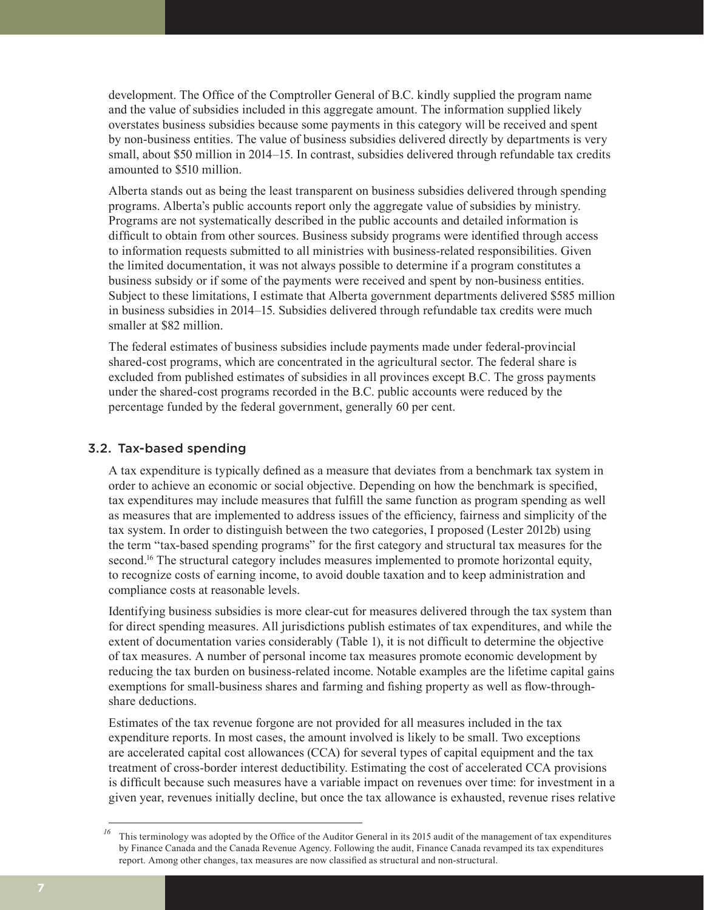development. The Office of the Comptroller General of B.C. kindly supplied the program name and the value of subsidies included in this aggregate amount. The information supplied likely overstates business subsidies because some payments in this category will be received and spent by non-business entities. The value of business subsidies delivered directly by departments is very small, about $50 million in 2014–15. In contrast, subsidies delivered through refundable tax credits amounted to $510 million.

Alberta stands out as being the least transparent on business subsidies delivered through spending programs. Alberta's public accounts report only the aggregate value of subsidies by ministry. Programs are not systematically described in the public accounts and detailed information is difficult to obtain from other sources. Business subsidy programs were identified through access to information requests submitted to all ministries with business-related responsibilities. Given the limited documentation, it was not always possible to determine if a program constitutes a business subsidy or if some of the payments were received and spent by non-business entities. Subject to these limitations, I estimate that Alberta government departments delivered $585 million in business subsidies in 2014–15. Subsidies delivered through refundable tax credits were much smaller at $82 million.

The federal estimates of business subsidies include payments made under federal-provincial shared-cost programs, which are concentrated in the agricultural sector. The federal share is excluded from published estimates of subsidies in all provinces except B.C. The gross payments under the shared-cost programs recorded in the B.C. public accounts were reduced by the percentage funded by the federal government, generally 60 per cent.

### 3.2. Tax-based spending

A tax expenditure is typically defined as a measure that deviates from a benchmark tax system in order to achieve an economic or social objective. Depending on how the benchmark is specified, tax expenditures may include measures that fulfill the same function as program spending as well as measures that are implemented to address issues of the efficiency, fairness and simplicity of the tax system. In order to distinguish between the two categories, I proposed (Lester 2012b) using the term "tax-based spending programs" for the first category and structural tax measures for the second.[16] The structural category includes measures implemented to promote horizontal equity, to recognize costs of earning income, to avoid double taxation and to keep administration and compliance costs at reasonable levels.

Identifying business subsidies is more clear-cut for measures delivered through the tax system than for direct spending measures. All jurisdictions publish estimates of tax expenditures, and while the extent of documentation varies considerably (Table 1), it is not difficult to determine the objective of tax measures. A number of personal income tax measures promote economic development by reducing the tax burden on business-related income. Notable examples are the lifetime capital gains exemptions for small-business shares and farming and fishing property as well as flow-through-share deductions.

Estimates of the tax revenue forgone are not provided for all measures included in the tax expenditure reports. In most cases, the amount involved is likely to be small. Two exceptions are accelerated capital cost allowances (CCA) for several types of capital equipment and the tax treatment of cross-border interest deductibility. Estimating the cost of accelerated CCA provisions is difficult because such measures have a variable impact on revenues over time: for investment in a given year, revenues initially decline, but once the tax allowance is exhausted, revenue rises relative

[16] This terminology was adopted by the Office of the Auditor General in its 2015 audit of the management of tax expenditures by Finance Canada and the Canada Revenue Agency. Following the audit, Finance Canada revamped its tax expenditures report. Among other changes, tax measures are now classified as structural and non-structural.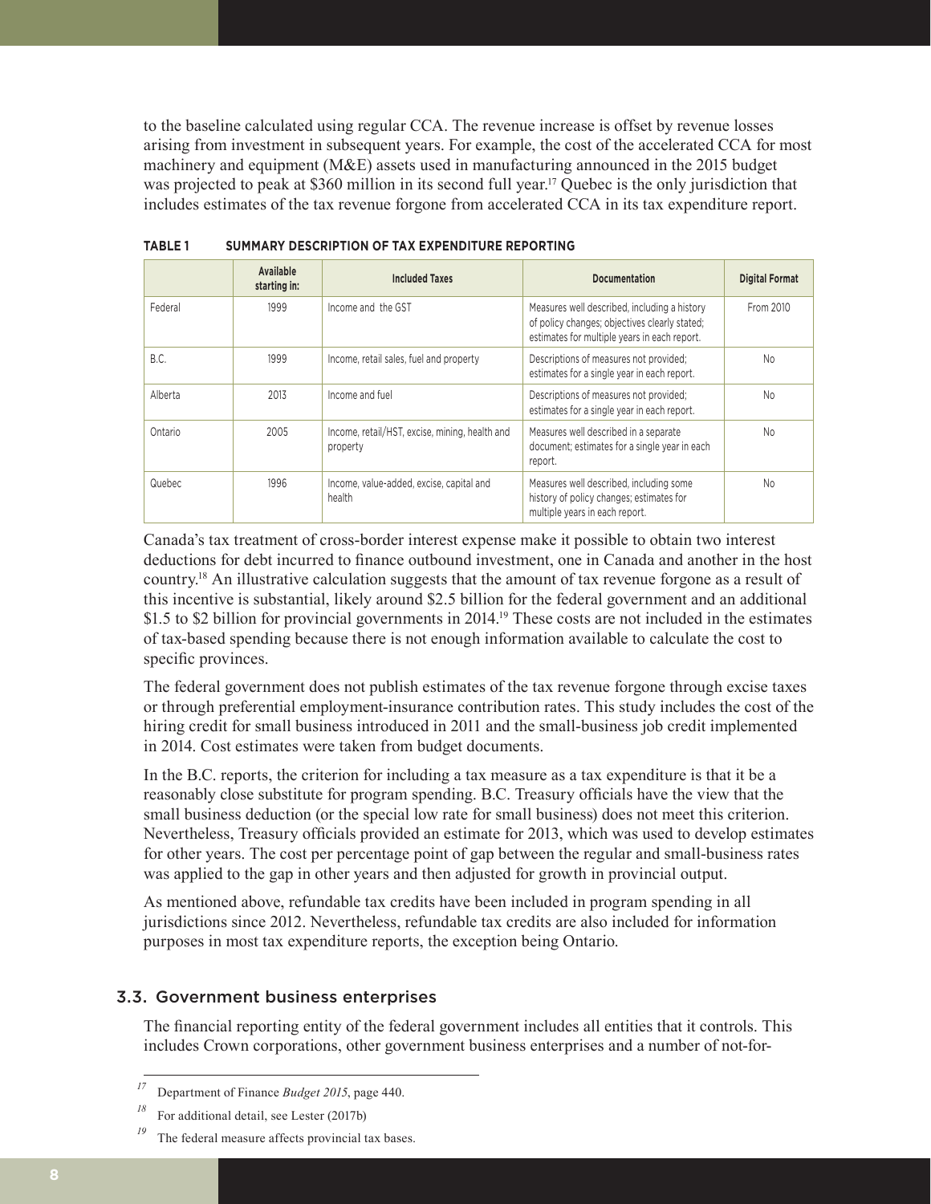to the baseline calculated using regular CCA. The revenue increase is offset by revenue losses arising from investment in subsequent years. For example, the cost of the accelerated CCA for most machinery and equipment (M&E) assets used in manufacturing announced in the 2015 budget was projected to peak at $360 million in its second full year.[17] Quebec is the only jurisdiction that includes estimates of the tax revenue forgone from accelerated CCA in its tax expenditure report.

**TABLE 1 SUMMARY DESCRIPTION OF TAX EXPENDITURE REPORTING**

| | Available starting in: | Included Taxes | Documentation | Digital Format |
|---|---|---|---|---|
| Federal | 1999 | Income and the GST | Measures well described, including a history of policy changes; objectives clearly stated; estimates for multiple years in each report. | From 2010 |
| B.C. | 1999 | Income, retail sales, fuel and property | Descriptions of measures not provided; estimates for a single year in each report. | No |
| Alberta | 2013 | Income and fuel | Descriptions of measures not provided; estimates for a single year in each report. | No |
| Ontario | 2005 | Income, retail/HST, excise, mining, health and property | Measures well described in a separate document; estimates for a single year in each report. | No |
| Quebec | 1996 | Income, value-added, excise, capital and health | Measures well described, including some history of policy changes; estimates for multiple years in each report. | No |

Canada's tax treatment of cross-border interest expense make it possible to obtain two interest deductions for debt incurred to finance outbound investment, one in Canada and another in the host country.[18] An illustrative calculation suggests that the amount of tax revenue forgone as a result of this incentive is substantial, likely around $2.5 billion for the federal government and an additional $1.5 to $2 billion for provincial governments in 2014.[19] These costs are not included in the estimates of tax-based spending because there is not enough information available to calculate the cost to specific provinces.

The federal government does not publish estimates of the tax revenue forgone through excise taxes or through preferential employment-insurance contribution rates. This study includes the cost of the hiring credit for small business introduced in 2011 and the small-business job credit implemented in 2014. Cost estimates were taken from budget documents.

In the B.C. reports, the criterion for including a tax measure as a tax expenditure is that it be a reasonably close substitute for program spending. B.C. Treasury officials have the view that the small business deduction (or the special low rate for small business) does not meet this criterion. Nevertheless, Treasury officials provided an estimate for 2013, which was used to develop estimates for other years. The cost per percentage point of gap between the regular and small-business rates was applied to the gap in other years and then adjusted for growth in provincial output.

As mentioned above, refundable tax credits have been included in program spending in all jurisdictions since 2012. Nevertheless, refundable tax credits are also included for information purposes in most tax expenditure reports, the exception being Ontario.

### 3.3. Government business enterprises

The financial reporting entity of the federal government includes all entities that it controls. This includes Crown corporations, other government business enterprises and a number of not-for-

---

[17] Department of Finance *Budget 2015*, page 440.

[18] For additional detail, see Lester (2017b)

[19] The federal measure affects provincial tax bases.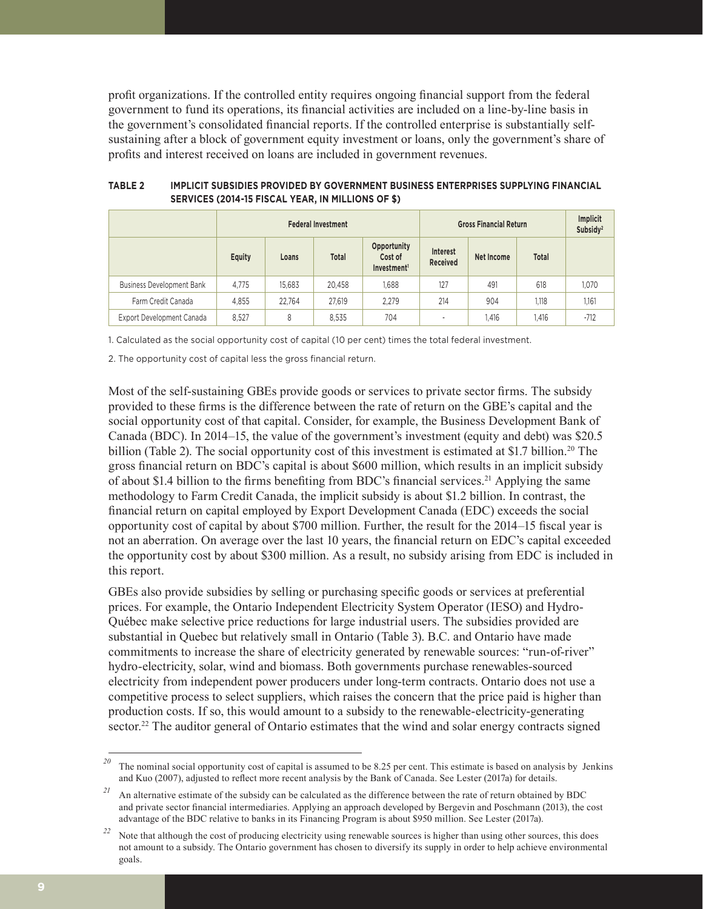profit organizations. If the controlled entity requires ongoing financial support from the federal government to fund its operations, its financial activities are included on a line-by-line basis in the government's consolidated financial reports. If the controlled enterprise is substantially self-sustaining after a block of government equity investment or loans, only the government's share of profits and interest received on loans are included in government revenues.

**TABLE 2 IMPLICIT SUBSIDIES PROVIDED BY GOVERNMENT BUSINESS ENTERPRISES SUPPLYING FINANCIAL SERVICES (2014-15 FISCAL YEAR, IN MILLIONS OF $)**

| | Federal Investment | | | | Gross Financial Return | | | Implicit Subsidy[2] |
|---|---|---|---|---|---|---|---|---|
| | Equity | Loans | Total | Opportunity Cost of Investment[1] | Interest Received | Net Income | Total | |
| Business Development Bank | 4,775 | 15,683 | 20,458 | 1,688 | 127 | 491 | 618 | 1,070 |
| Farm Credit Canada | 4,855 | 22,764 | 27,619 | 2,279 | 214 | 904 | 1,118 | 1,161 |
| Export Development Canada | 8,527 | 8 | 8,535 | 704 | - | 1,416 | 1,416 | -712 |

1. Calculated as the social opportunity cost of capital (10 per cent) times the total federal investment.

2. The opportunity cost of capital less the gross financial return.

Most of the self-sustaining GBEs provide goods or services to private sector firms. The subsidy provided to these firms is the difference between the rate of return on the GBE's capital and the social opportunity cost of that capital. Consider, for example, the Business Development Bank of Canada (BDC). In 2014–15, the value of the government's investment (equity and debt) was $20.5 billion (Table 2). The social opportunity cost of this investment is estimated at $1.7 billion.[20] The gross financial return on BDC's capital is about $600 million, which results in an implicit subsidy of about $1.4 billion to the firms benefiting from BDC's financial services.[21] Applying the same methodology to Farm Credit Canada, the implicit subsidy is about $1.2 billion. In contrast, the financial return on capital employed by Export Development Canada (EDC) exceeds the social opportunity cost of capital by about $700 million. Further, the result for the 2014–15 fiscal year is not an aberration. On average over the last 10 years, the financial return on EDC's capital exceeded the opportunity cost by about $300 million. As a result, no subsidy arising from EDC is included in this report.

GBEs also provide subsidies by selling or purchasing specific goods or services at preferential prices. For example, the Ontario Independent Electricity System Operator (IESO) and Hydro-Québec make selective price reductions for large industrial users. The subsidies provided are substantial in Quebec but relatively small in Ontario (Table 3). B.C. and Ontario have made commitments to increase the share of electricity generated by renewable sources: "run-of-river" hydro-electricity, solar, wind and biomass. Both governments purchase renewables-sourced electricity from independent power producers under long-term contracts. Ontario does not use a competitive process to select suppliers, which raises the concern that the price paid is higher than production costs. If so, this would amount to a subsidy to the renewable-electricity-generating sector.[22] The auditor general of Ontario estimates that the wind and solar energy contracts signed

---

[20] The nominal social opportunity cost of capital is assumed to be 8.25 per cent. This estimate is based on analysis by Jenkins and Kuo (2007), adjusted to reflect more recent analysis by the Bank of Canada. See Lester (2017a) for details.

[21] An alternative estimate of the subsidy can be calculated as the difference between the rate of return obtained by BDC and private sector financial intermediaries. Applying an approach developed by Bergevin and Poschmann (2013), the cost advantage of the BDC relative to banks in its Financing Program is about $950 million. See Lester (2017a).

[22] Note that although the cost of producing electricity using renewable sources is higher than using other sources, this does not amount to a subsidy. The Ontario government has chosen to diversify its supply in order to help achieve environmental goals.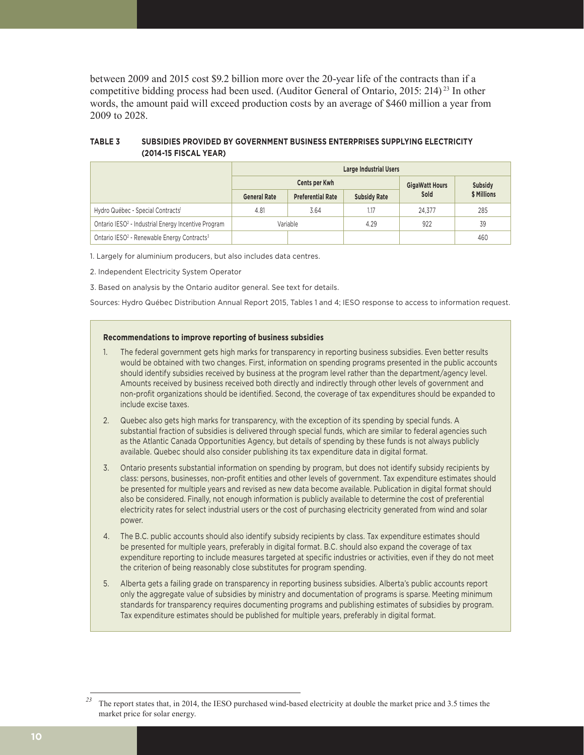between 2009 and 2015 cost $9.2 billion more over the 20-year life of the contracts than if a competitive bidding process had been used. (Auditor General of Ontario, 2015: 214)[23] In other words, the amount paid will exceed production costs by an average of $460 million a year from 2009 to 2028.

**TABLE 3 SUBSIDIES PROVIDED BY GOVERNMENT BUSINESS ENTERPRISES SUPPLYING ELECTRICITY (2014-15 FISCAL YEAR)**

| | Large Industrial Users | | | | |
|---|---|---|---|---|---|
| | Cents per Kwh | | | GigaWatt Hours Sold | Subsidy $ Millions |
| | General Rate | Preferential Rate | Subsidy Rate | | |
| Hydro Québec - Special Contracts[1] | 4.81 | 3.64 | 1.17 | 24,377 | 285 |
| Ontario IESO[2] - Industrial Energy Incentive Program | Variable | | 4.29 | 922 | 39 |
| Ontario IESO[2] - Renewable Energy Contracts[3] | | | | | 460 |

1. Largely for aluminium producers, but also includes data centres.

2. Independent Electricity System Operator

3. Based on analysis by the Ontario auditor general. See text for details.

Sources: Hydro Québec Distribution Annual Report 2015, Tables 1 and 4; IESO response to access to information request.

**Recommendations to improve reporting of business subsidies**

1. The federal government gets high marks for transparency in reporting business subsidies. Even better results would be obtained with two changes. First, information on spending programs presented in the public accounts should identify subsidies received by business at the program level rather than the department/agency level. Amounts received by business received both directly and indirectly through other levels of government and non-profit organizations should be identified. Second, the coverage of tax expenditures should be expanded to include excise taxes.

2. Quebec also gets high marks for transparency, with the exception of its spending by special funds. A substantial fraction of subsidies is delivered through special funds, which are similar to federal agencies such as the Atlantic Canada Opportunities Agency, but details of spending by these funds is not always publicly available. Quebec should also consider publishing its tax expenditure data in digital format.

3. Ontario presents substantial information on spending by program, but does not identify subsidy recipients by class: persons, businesses, non-profit entities and other levels of government. Tax expenditure estimates should be presented for multiple years and revised as new data become available. Publication in digital format should also be considered. Finally, not enough information is publicly available to determine the cost of preferential electricity rates for select industrial users or the cost of purchasing electricity generated from wind and solar power.

4. The B.C. public accounts should also identify subsidy recipients by class. Tax expenditure estimates should be presented for multiple years, preferably in digital format. B.C. should also expand the coverage of tax expenditure reporting to include measures targeted at specific industries or activities, even if they do not meet the criterion of being reasonably close substitutes for program spending.

5. Alberta gets a failing grade on transparency in reporting business subsidies. Alberta's public accounts report only the aggregate value of subsidies by ministry and documentation of programs is sparse. Meeting minimum standards for transparency requires documenting programs and publishing estimates of subsidies by program. Tax expenditure estimates should be published for multiple years, preferably in digital format.

[23] The report states that, in 2014, the IESO purchased wind-based electricity at double the market price and 3.5 times the market price for solar energy.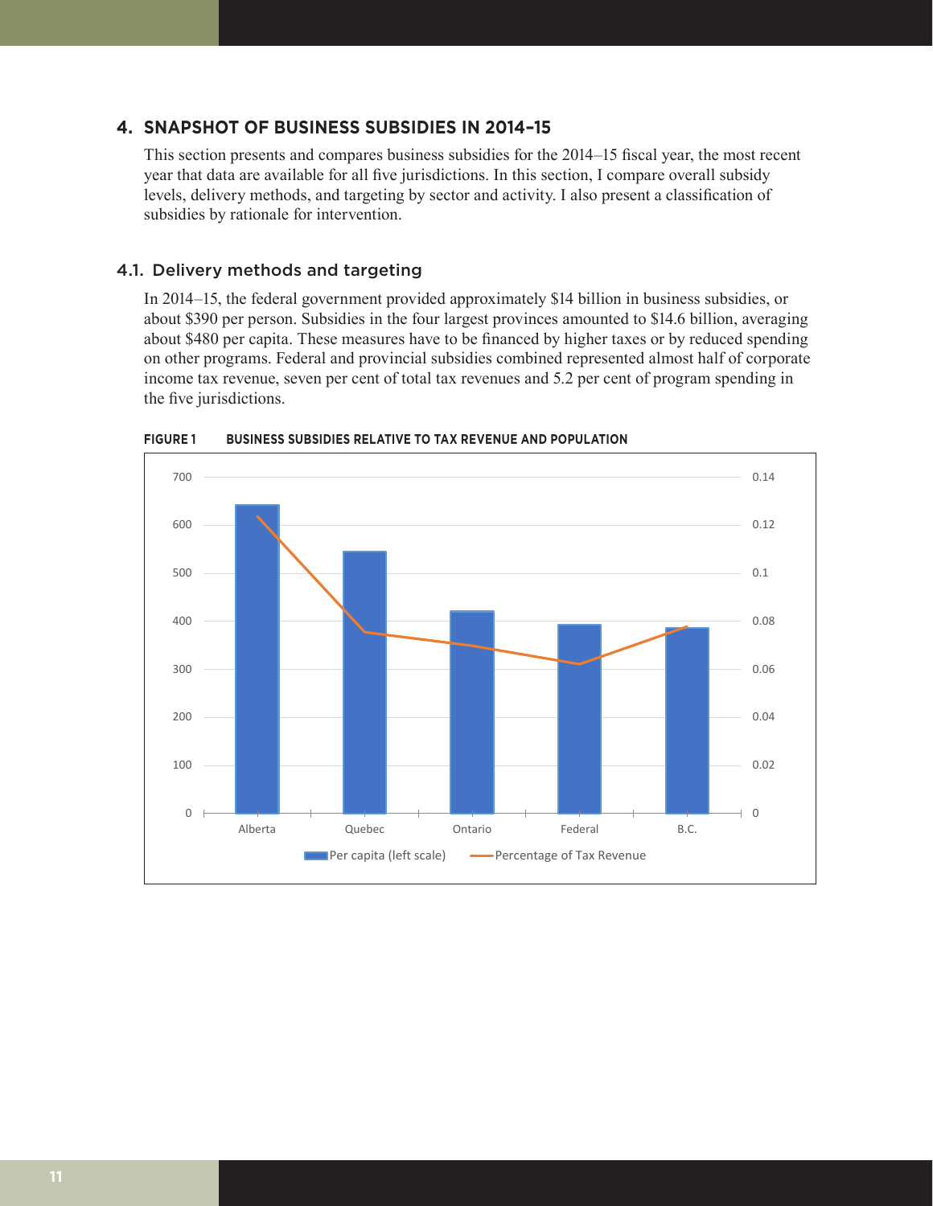## 4. SNAPSHOT OF BUSINESS SUBSIDIES IN 2014–15

This section presents and compares business subsidies for the 2014–15 fiscal year, the most recent year that data are available for all five jurisdictions. In this section, I compare overall subsidy levels, delivery methods, and targeting by sector and activity. I also present a classification of subsidies by rationale for intervention.

### 4.1. Delivery methods and targeting

In 2014–15, the federal government provided approximately $14 billion in business subsidies, or about $390 per person. Subsidies in the four largest provinces amounted to $14.6 billion, averaging about $480 per capita. These measures have to be financed by higher taxes or by reduced spending on other programs. Federal and provincial subsidies combined represented almost half of corporate income tax revenue, seven per cent of total tax revenues and 5.2 per cent of program spending in the five jurisdictions.

**FIGURE 1 BUSINESS SUBSIDIES RELATIVE TO TAX REVENUE AND POPULATION**

| Jurisdiction | Per capita (left scale) | Percentage of Tax Revenue |
|---|---|---|
| Alberta | ~640 | ~0.124 |
| Quebec | ~545 | ~0.076 |
| Ontario | ~420 | ~0.070 |
| Federal | ~392 | ~0.062 |
| B.C. | ~385 | ~0.078 |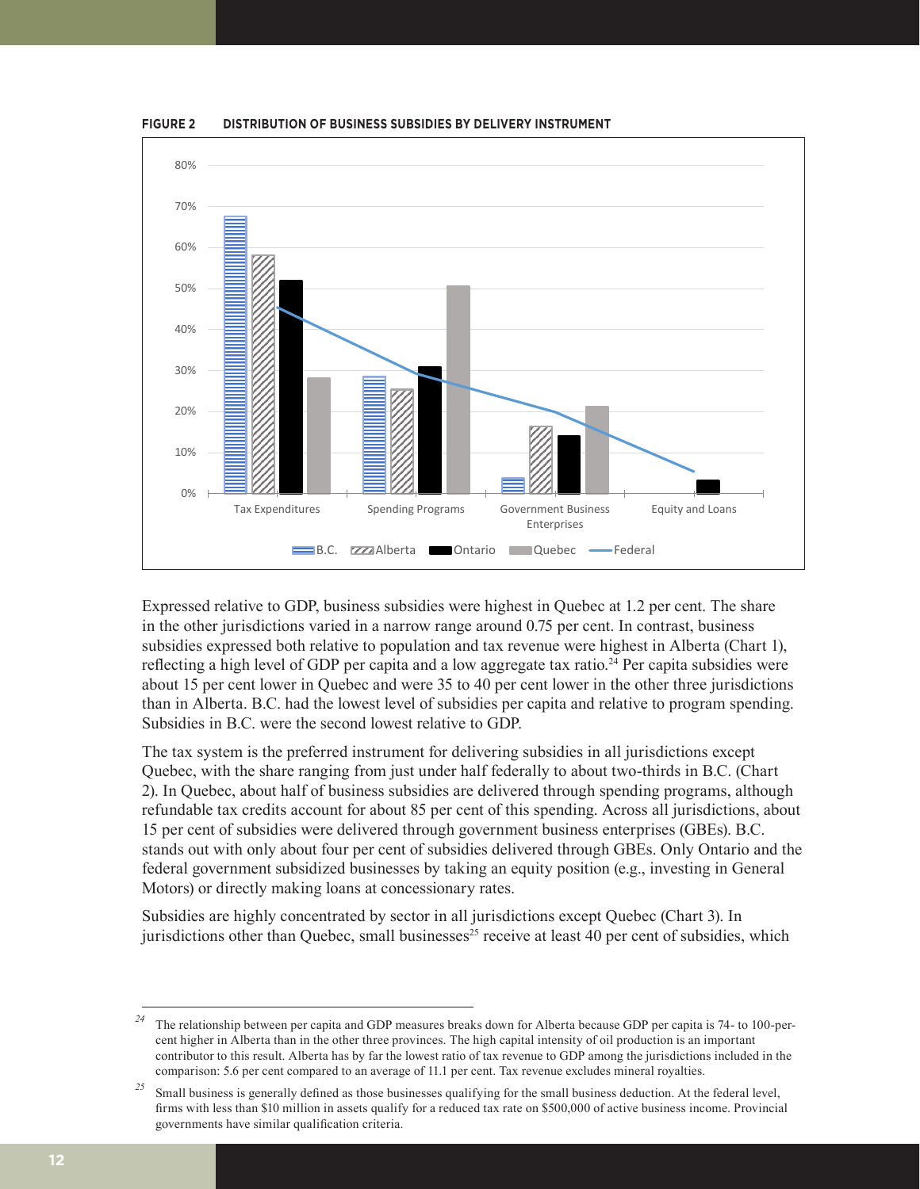**FIGURE 2 DISTRIBUTION OF BUSINESS SUBSIDIES BY DELIVERY INSTRUMENT**

Expressed relative to GDP, business subsidies were highest in Quebec at 1.2 per cent. The share in the other jurisdictions varied in a narrow range around 0.75 per cent. In contrast, business subsidies expressed both relative to population and tax revenue were highest in Alberta (Chart 1), reflecting a high level of GDP per capita and a low aggregate tax ratio.[24] Per capita subsidies were about 15 per cent lower in Quebec and were 35 to 40 per cent lower in the other three jurisdictions than in Alberta. B.C. had the lowest level of subsidies per capita and relative to program spending. Subsidies in B.C. were the second lowest relative to GDP.

The tax system is the preferred instrument for delivering subsidies in all jurisdictions except Quebec, with the share ranging from just under half federally to about two-thirds in B.C. (Chart 2). In Quebec, about half of business subsidies are delivered through spending programs, although refundable tax credits account for about 85 per cent of this spending. Across all jurisdictions, about 15 per cent of subsidies were delivered through government business enterprises (GBEs). B.C. stands out with only about four per cent of subsidies delivered through GBEs. Only Ontario and the federal government subsidized businesses by taking an equity position (e.g., investing in General Motors) or directly making loans at concessionary rates.

Subsidies are highly concentrated by sector in all jurisdictions except Quebec (Chart 3). In jurisdictions other than Quebec, small businesses[25] receive at least 40 per cent of subsidies, which

---

[24] The relationship between per capita and GDP measures breaks down for Alberta because GDP per capita is 74- to 100-per-cent higher in Alberta than in the other three provinces. The high capital intensity of oil production is an important contributor to this result. Alberta has by far the lowest ratio of tax revenue to GDP among the jurisdictions included in the comparison: 5.6 per cent compared to an average of 11.1 per cent. Tax revenue excludes mineral royalties.

[25] Small business is generally defined as those businesses qualifying for the small business deduction. At the federal level, firms with less than $10 million in assets qualify for a reduced tax rate on $500,000 of active business income. Provincial governments have similar qualification criteria.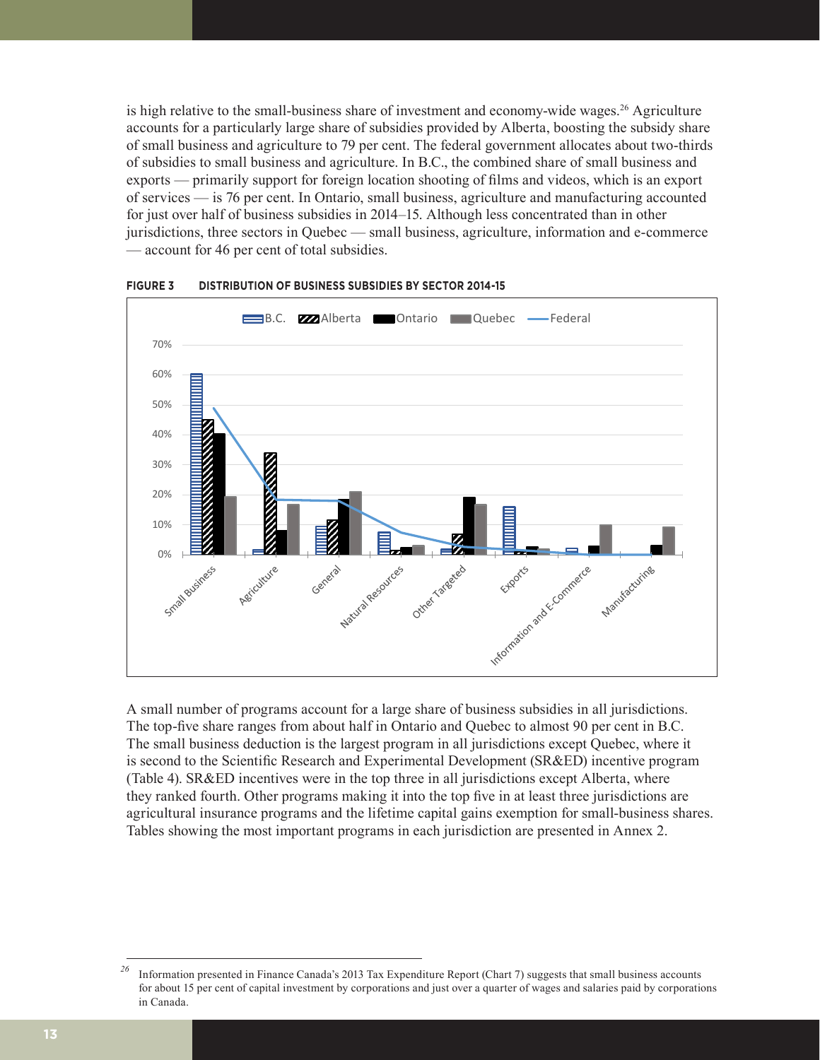is high relative to the small-business share of investment and economy-wide wages.[26] Agriculture accounts for a particularly large share of subsidies provided by Alberta, boosting the subsidy share of small business and agriculture to 79 per cent. The federal government allocates about two-thirds of subsidies to small business and agriculture. In B.C., the combined share of small business and exports — primarily support for foreign location shooting of films and videos, which is an export of services — is 76 per cent. In Ontario, small business, agriculture and manufacturing accounted for just over half of business subsidies in 2014–15. Although less concentrated than in other jurisdictions, three sectors in Quebec — small business, agriculture, information and e-commerce — account for 46 per cent of total subsidies.

**FIGURE 3 DISTRIBUTION OF BUSINESS SUBSIDIES BY SECTOR 2014-15**

A small number of programs account for a large share of business subsidies in all jurisdictions. The top-five share ranges from about half in Ontario and Quebec to almost 90 per cent in B.C. The small business deduction is the largest program in all jurisdictions except Quebec, where it is second to the Scientific Research and Experimental Development (SR&ED) incentive program (Table 4). SR&ED incentives were in the top three in all jurisdictions except Alberta, where they ranked fourth. Other programs making it into the top five in at least three jurisdictions are agricultural insurance programs and the lifetime capital gains exemption for small-business shares. Tables showing the most important programs in each jurisdiction are presented in Annex 2.

---

[26] Information presented in Finance Canada's 2013 Tax Expenditure Report (Chart 7) suggests that small business accounts for about 15 per cent of capital investment by corporations and just over a quarter of wages and salaries paid by corporations in Canada.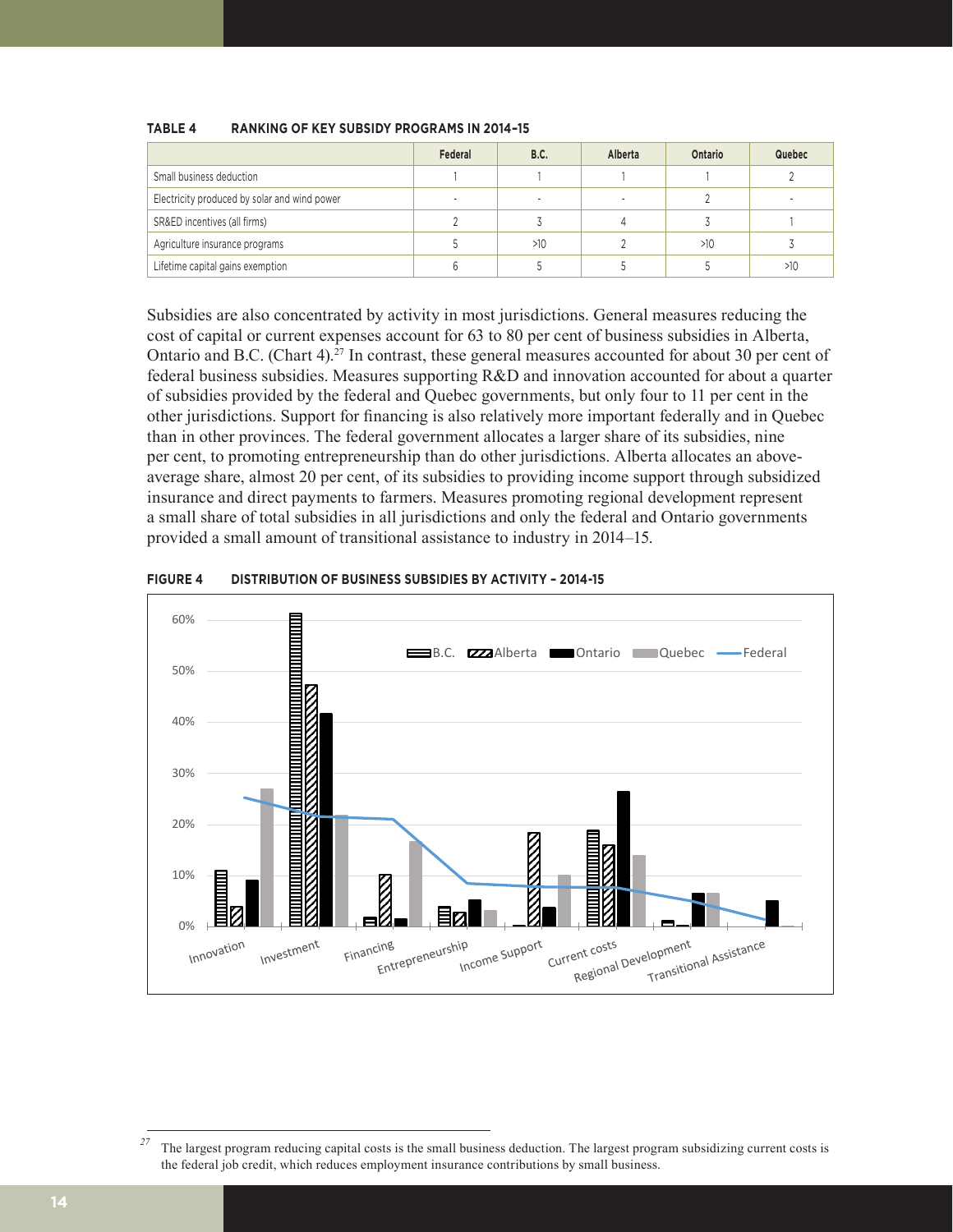**TABLE 4 RANKING OF KEY SUBSIDY PROGRAMS IN 2014–15**

| | Federal | B.C. | Alberta | Ontario | Quebec |
|---|---|---|---|---|---|
| Small business deduction | 1 | 1 | 1 | 1 | 2 |
| Electricity produced by solar and wind power | - | - | - | 2 | - |
| SR&ED incentives (all firms) | 2 | 3 | 4 | 3 | 1 |
| Agriculture insurance programs | 5 | >10 | 2 | >10 | 3 |
| Lifetime capital gains exemption | 6 | 5 | 5 | 5 | >10 |

Subsidies are also concentrated by activity in most jurisdictions. General measures reducing the cost of capital or current expenses account for 63 to 80 per cent of business subsidies in Alberta, Ontario and B.C. (Chart 4).[27] In contrast, these general measures accounted for about 30 per cent of federal business subsidies. Measures supporting R&D and innovation accounted for about a quarter of subsidies provided by the federal and Quebec governments, but only four to 11 per cent in the other jurisdictions. Support for financing is also relatively more important federally and in Quebec than in other provinces. The federal government allocates a larger share of its subsidies, nine per cent, to promoting entrepreneurship than do other jurisdictions. Alberta allocates an above-average share, almost 20 per cent, of its subsidies to providing income support through subsidized insurance and direct payments to farmers. Measures promoting regional development represent a small share of total subsidies in all jurisdictions and only the federal and Ontario governments provided a small amount of transitional assistance to industry in 2014–15.

**FIGURE 4 DISTRIBUTION OF BUSINESS SUBSIDIES BY ACTIVITY – 2014-15**

[27] The largest program reducing capital costs is the small business deduction. The largest program subsidizing current costs is the federal job credit, which reduces employment insurance contributions by small business.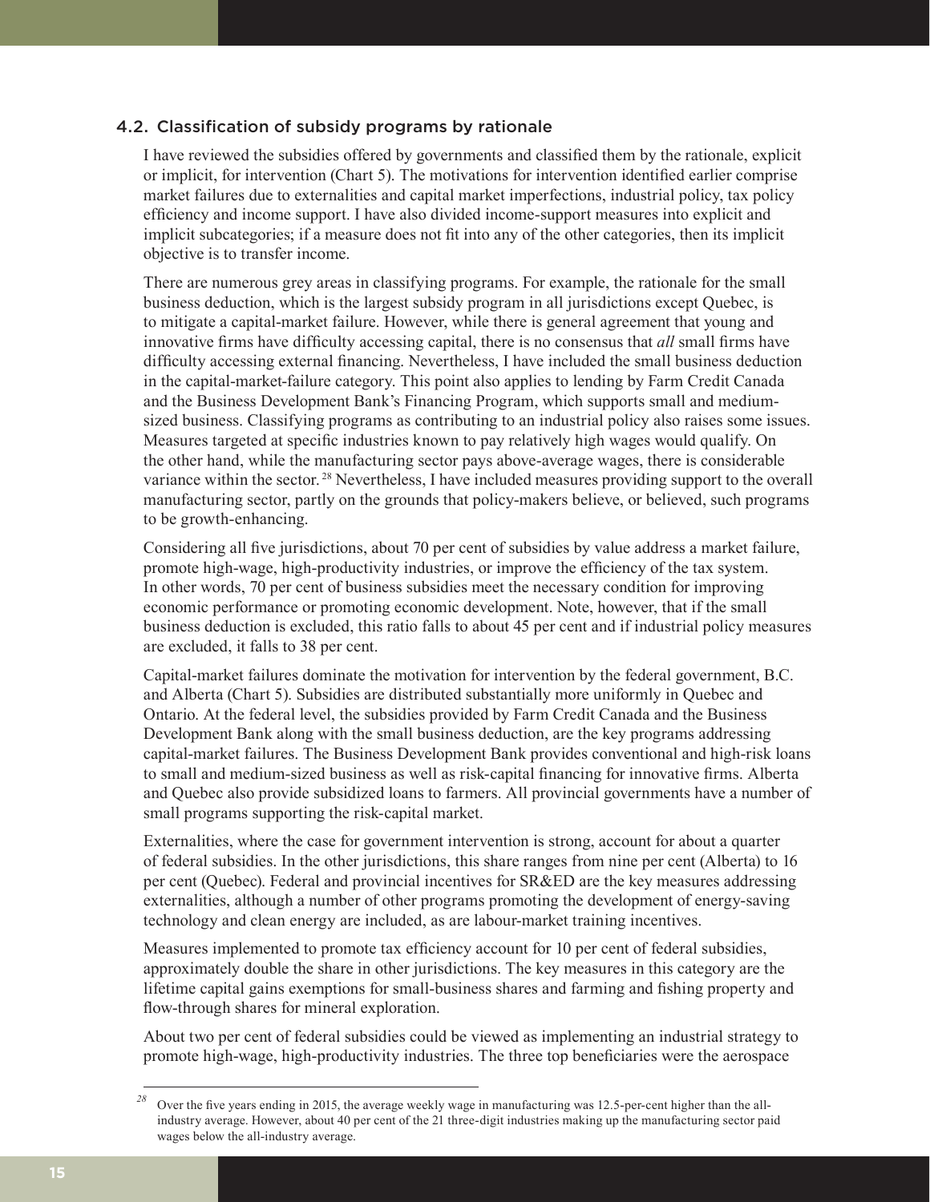### 4.2. Classification of subsidy programs by rationale

I have reviewed the subsidies offered by governments and classified them by the rationale, explicit or implicit, for intervention (Chart 5). The motivations for intervention identified earlier comprise market failures due to externalities and capital market imperfections, industrial policy, tax policy efficiency and income support. I have also divided income-support measures into explicit and implicit subcategories; if a measure does not fit into any of the other categories, then its implicit objective is to transfer income.

There are numerous grey areas in classifying programs. For example, the rationale for the small business deduction, which is the largest subsidy program in all jurisdictions except Quebec, is to mitigate a capital-market failure. However, while there is general agreement that young and innovative firms have difficulty accessing capital, there is no consensus that *all* small firms have difficulty accessing external financing. Nevertheless, I have included the small business deduction in the capital-market-failure category. This point also applies to lending by Farm Credit Canada and the Business Development Bank's Financing Program, which supports small and medium-sized business. Classifying programs as contributing to an industrial policy also raises some issues. Measures targeted at specific industries known to pay relatively high wages would qualify. On the other hand, while the manufacturing sector pays above-average wages, there is considerable variance within the sector.[28] Nevertheless, I have included measures providing support to the overall manufacturing sector, partly on the grounds that policy-makers believe, or believed, such programs to be growth-enhancing.

Considering all five jurisdictions, about 70 per cent of subsidies by value address a market failure, promote high-wage, high-productivity industries, or improve the efficiency of the tax system. In other words, 70 per cent of business subsidies meet the necessary condition for improving economic performance or promoting economic development. Note, however, that if the small business deduction is excluded, this ratio falls to about 45 per cent and if industrial policy measures are excluded, it falls to 38 per cent.

Capital-market failures dominate the motivation for intervention by the federal government, B.C. and Alberta (Chart 5). Subsidies are distributed substantially more uniformly in Quebec and Ontario. At the federal level, the subsidies provided by Farm Credit Canada and the Business Development Bank along with the small business deduction, are the key programs addressing capital-market failures. The Business Development Bank provides conventional and high-risk loans to small and medium-sized business as well as risk-capital financing for innovative firms. Alberta and Quebec also provide subsidized loans to farmers. All provincial governments have a number of small programs supporting the risk-capital market.

Externalities, where the case for government intervention is strong, account for about a quarter of federal subsidies. In the other jurisdictions, this share ranges from nine per cent (Alberta) to 16 per cent (Quebec). Federal and provincial incentives for SR&ED are the key measures addressing externalities, although a number of other programs promoting the development of energy-saving technology and clean energy are included, as are labour-market training incentives.

Measures implemented to promote tax efficiency account for 10 per cent of federal subsidies, approximately double the share in other jurisdictions. The key measures in this category are the lifetime capital gains exemptions for small-business shares and farming and fishing property and flow-through shares for mineral exploration.

About two per cent of federal subsidies could be viewed as implementing an industrial strategy to promote high-wage, high-productivity industries. The three top beneficiaries were the aerospace

[28] Over the five years ending in 2015, the average weekly wage in manufacturing was 12.5-per-cent higher than the all-industry average. However, about 40 per cent of the 21 three-digit industries making up the manufacturing sector paid wages below the all-industry average.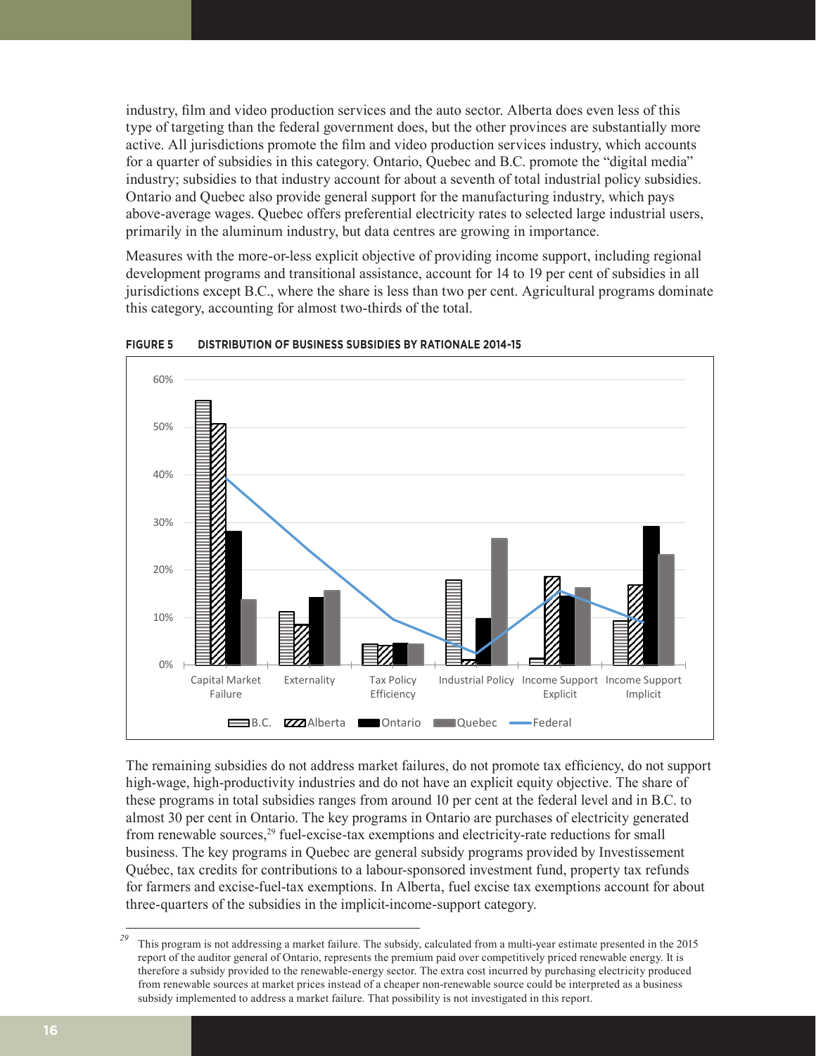industry, film and video production services and the auto sector. Alberta does even less of this type of targeting than the federal government does, but the other provinces are substantially more active. All jurisdictions promote the film and video production services industry, which accounts for a quarter of subsidies in this category. Ontario, Quebec and B.C. promote the "digital media" industry; subsidies to that industry account for about a seventh of total industrial policy subsidies. Ontario and Quebec also provide general support for the manufacturing industry, which pays above-average wages. Quebec offers preferential electricity rates to selected large industrial users, primarily in the aluminum industry, but data centres are growing in importance.

Measures with the more-or-less explicit objective of providing income support, including regional development programs and transitional assistance, account for 14 to 19 per cent of subsidies in all jurisdictions except B.C., where the share is less than two per cent. Agricultural programs dominate this category, accounting for almost two-thirds of the total.

**FIGURE 5 DISTRIBUTION OF BUSINESS SUBSIDIES BY RATIONALE 2014-15**

The remaining subsidies do not address market failures, do not promote tax efficiency, do not support high-wage, high-productivity industries and do not have an explicit equity objective. The share of these programs in total subsidies ranges from around 10 per cent at the federal level and in B.C. to almost 30 per cent in Ontario. The key programs in Ontario are purchases of electricity generated from renewable sources,[29] fuel-excise-tax exemptions and electricity-rate reductions for small business. The key programs in Quebec are general subsidy programs provided by Investissement Québec, tax credits for contributions to a labour-sponsored investment fund, property tax refunds for farmers and excise-fuel-tax exemptions. In Alberta, fuel excise tax exemptions account for about three-quarters of the subsidies in the implicit-income-support category.

---

[29] This program is not addressing a market failure. The subsidy, calculated from a multi-year estimate presented in the 2015 report of the auditor general of Ontario, represents the premium paid over competitively priced renewable energy. It is therefore a subsidy provided to the renewable-energy sector. The extra cost incurred by purchasing electricity produced from renewable sources at market prices instead of a cheaper non-renewable source could be interpreted as a business subsidy implemented to address a market failure. That possibility is not investigated in this report.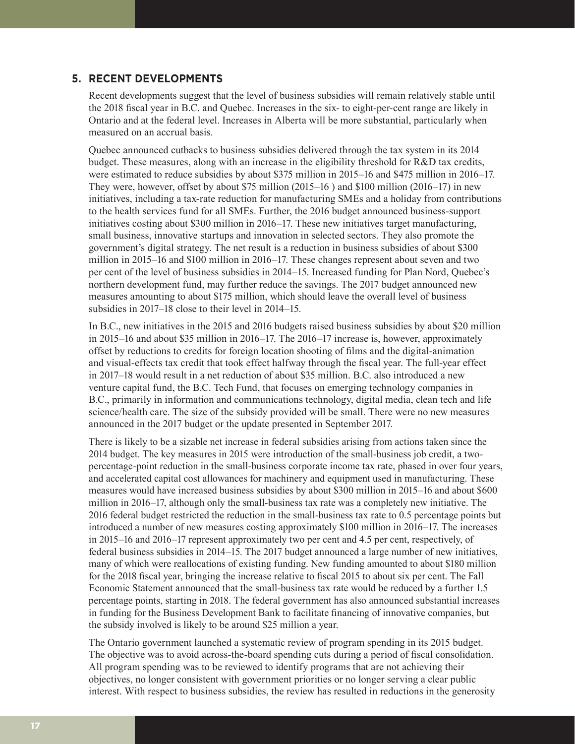## 5. RECENT DEVELOPMENTS

Recent developments suggest that the level of business subsidies will remain relatively stable until the 2018 fiscal year in B.C. and Quebec. Increases in the six- to eight-per-cent range are likely in Ontario and at the federal level. Increases in Alberta will be more substantial, particularly when measured on an accrual basis.

Quebec announced cutbacks to business subsidies delivered through the tax system in its 2014 budget. These measures, along with an increase in the eligibility threshold for R&D tax credits, were estimated to reduce subsidies by about $375 million in 2015–16 and $475 million in 2016–17. They were, however, offset by about $75 million (2015–16 ) and $100 million (2016–17) in new initiatives, including a tax-rate reduction for manufacturing SMEs and a holiday from contributions to the health services fund for all SMEs. Further, the 2016 budget announced business-support initiatives costing about $300 million in 2016–17. These new initiatives target manufacturing, small business, innovative startups and innovation in selected sectors. They also promote the government's digital strategy. The net result is a reduction in business subsidies of about $300 million in 2015–16 and $100 million in 2016–17. These changes represent about seven and two per cent of the level of business subsidies in 2014–15. Increased funding for Plan Nord, Quebec's northern development fund, may further reduce the savings. The 2017 budget announced new measures amounting to about $175 million, which should leave the overall level of business subsidies in 2017–18 close to their level in 2014–15.

In B.C., new initiatives in the 2015 and 2016 budgets raised business subsidies by about $20 million in 2015–16 and about $35 million in 2016–17. The 2016–17 increase is, however, approximately offset by reductions to credits for foreign location shooting of films and the digital-animation and visual-effects tax credit that took effect halfway through the fiscal year. The full-year effect in 2017–18 would result in a net reduction of about $35 million. B.C. also introduced a new venture capital fund, the B.C. Tech Fund, that focuses on emerging technology companies in B.C., primarily in information and communications technology, digital media, clean tech and life science/health care. The size of the subsidy provided will be small. There were no new measures announced in the 2017 budget or the update presented in September 2017.

There is likely to be a sizable net increase in federal subsidies arising from actions taken since the 2014 budget. The key measures in 2015 were introduction of the small-business job credit, a two-percentage-point reduction in the small-business corporate income tax rate, phased in over four years, and accelerated capital cost allowances for machinery and equipment used in manufacturing. These measures would have increased business subsidies by about $300 million in 2015–16 and about $600 million in 2016–17, although only the small-business tax rate was a completely new initiative. The 2016 federal budget restricted the reduction in the small-business tax rate to 0.5 percentage points but introduced a number of new measures costing approximately $100 million in 2016–17. The increases in 2015–16 and 2016–17 represent approximately two per cent and 4.5 per cent, respectively, of federal business subsidies in 2014–15. The 2017 budget announced a large number of new initiatives, many of which were reallocations of existing funding. New funding amounted to about $180 million for the 2018 fiscal year, bringing the increase relative to fiscal 2015 to about six per cent. The Fall Economic Statement announced that the small-business tax rate would be reduced by a further 1.5 percentage points, starting in 2018. The federal government has also announced substantial increases in funding for the Business Development Bank to facilitate financing of innovative companies, but the subsidy involved is likely to be around $25 million a year.

The Ontario government launched a systematic review of program spending in its 2015 budget. The objective was to avoid across-the-board spending cuts during a period of fiscal consolidation. All program spending was to be reviewed to identify programs that are not achieving their objectives, no longer consistent with government priorities or no longer serving a clear public interest. With respect to business subsidies, the review has resulted in reductions in the generosity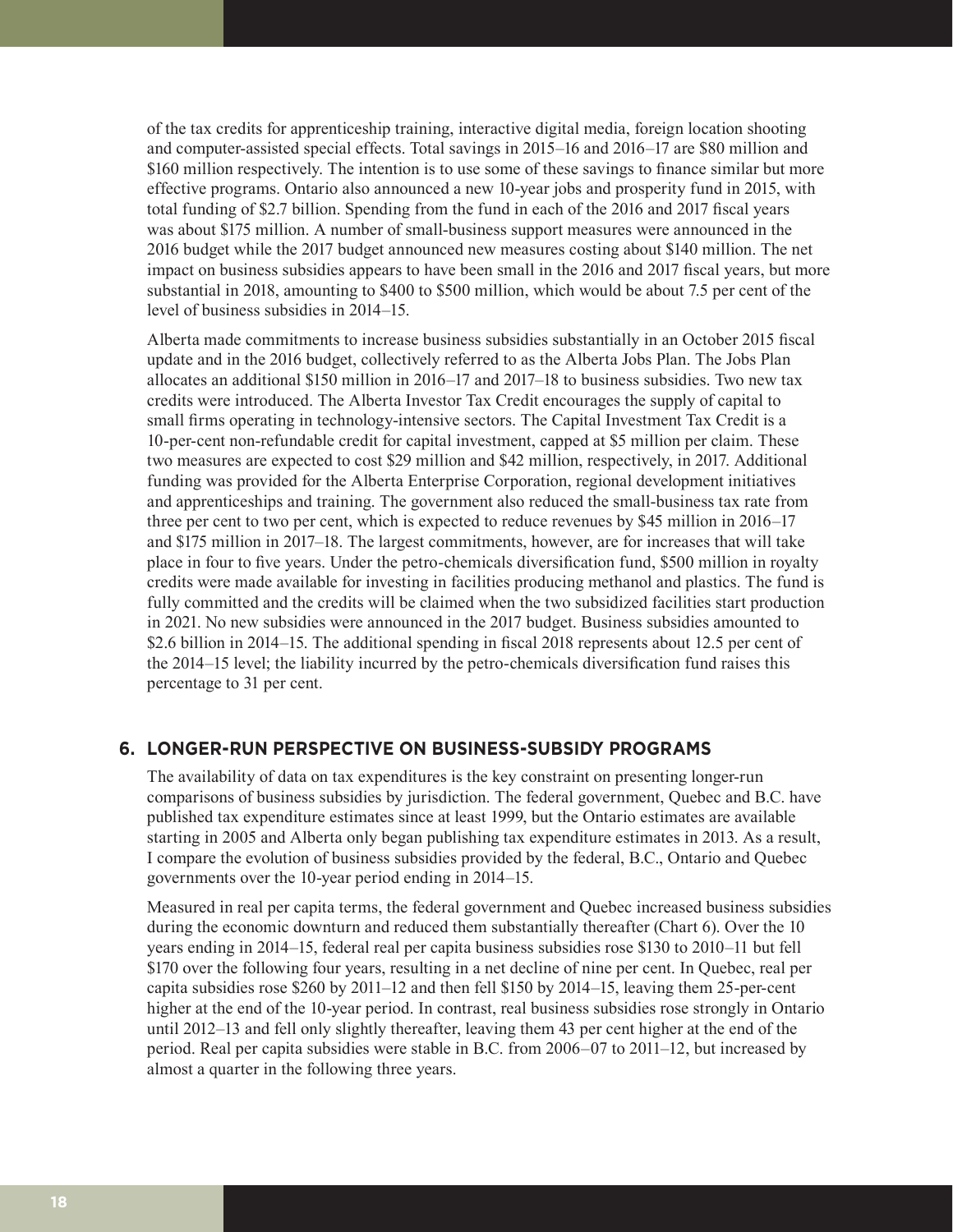of the tax credits for apprenticeship training, interactive digital media, foreign location shooting and computer-assisted special effects. Total savings in 2015–16 and 2016–17 are $80 million and $160 million respectively. The intention is to use some of these savings to finance similar but more effective programs. Ontario also announced a new 10-year jobs and prosperity fund in 2015, with total funding of $2.7 billion. Spending from the fund in each of the 2016 and 2017 fiscal years was about $175 million. A number of small-business support measures were announced in the 2016 budget while the 2017 budget announced new measures costing about $140 million. The net impact on business subsidies appears to have been small in the 2016 and 2017 fiscal years, but more substantial in 2018, amounting to $400 to $500 million, which would be about 7.5 per cent of the level of business subsidies in 2014–15.

Alberta made commitments to increase business subsidies substantially in an October 2015 fiscal update and in the 2016 budget, collectively referred to as the Alberta Jobs Plan. The Jobs Plan allocates an additional $150 million in 2016–17 and 2017–18 to business subsidies. Two new tax credits were introduced. The Alberta Investor Tax Credit encourages the supply of capital to small firms operating in technology-intensive sectors. The Capital Investment Tax Credit is a 10-per-cent non-refundable credit for capital investment, capped at $5 million per claim. These two measures are expected to cost $29 million and $42 million, respectively, in 2017. Additional funding was provided for the Alberta Enterprise Corporation, regional development initiatives and apprenticeships and training. The government also reduced the small-business tax rate from three per cent to two per cent, which is expected to reduce revenues by $45 million in 2016–17 and $175 million in 2017–18. The largest commitments, however, are for increases that will take place in four to five years. Under the petro-chemicals diversification fund, $500 million in royalty credits were made available for investing in facilities producing methanol and plastics. The fund is fully committed and the credits will be claimed when the two subsidized facilities start production in 2021. No new subsidies were announced in the 2017 budget. Business subsidies amounted to $2.6 billion in 2014–15. The additional spending in fiscal 2018 represents about 12.5 per cent of the 2014–15 level; the liability incurred by the petro-chemicals diversification fund raises this percentage to 31 per cent.

## 6. LONGER-RUN PERSPECTIVE ON BUSINESS-SUBSIDY PROGRAMS

The availability of data on tax expenditures is the key constraint on presenting longer-run comparisons of business subsidies by jurisdiction. The federal government, Quebec and B.C. have published tax expenditure estimates since at least 1999, but the Ontario estimates are available starting in 2005 and Alberta only began publishing tax expenditure estimates in 2013. As a result, I compare the evolution of business subsidies provided by the federal, B.C., Ontario and Quebec governments over the 10-year period ending in 2014–15.

Measured in real per capita terms, the federal government and Quebec increased business subsidies during the economic downturn and reduced them substantially thereafter (Chart 6). Over the 10 years ending in 2014–15, federal real per capita business subsidies rose $130 to 2010–11 but fell $170 over the following four years, resulting in a net decline of nine per cent. In Quebec, real per capita subsidies rose $260 by 2011–12 and then fell $150 by 2014–15, leaving them 25-per-cent higher at the end of the 10-year period. In contrast, real business subsidies rose strongly in Ontario until 2012–13 and fell only slightly thereafter, leaving them 43 per cent higher at the end of the period. Real per capita subsidies were stable in B.C. from 2006–07 to 2011–12, but increased by almost a quarter in the following three years.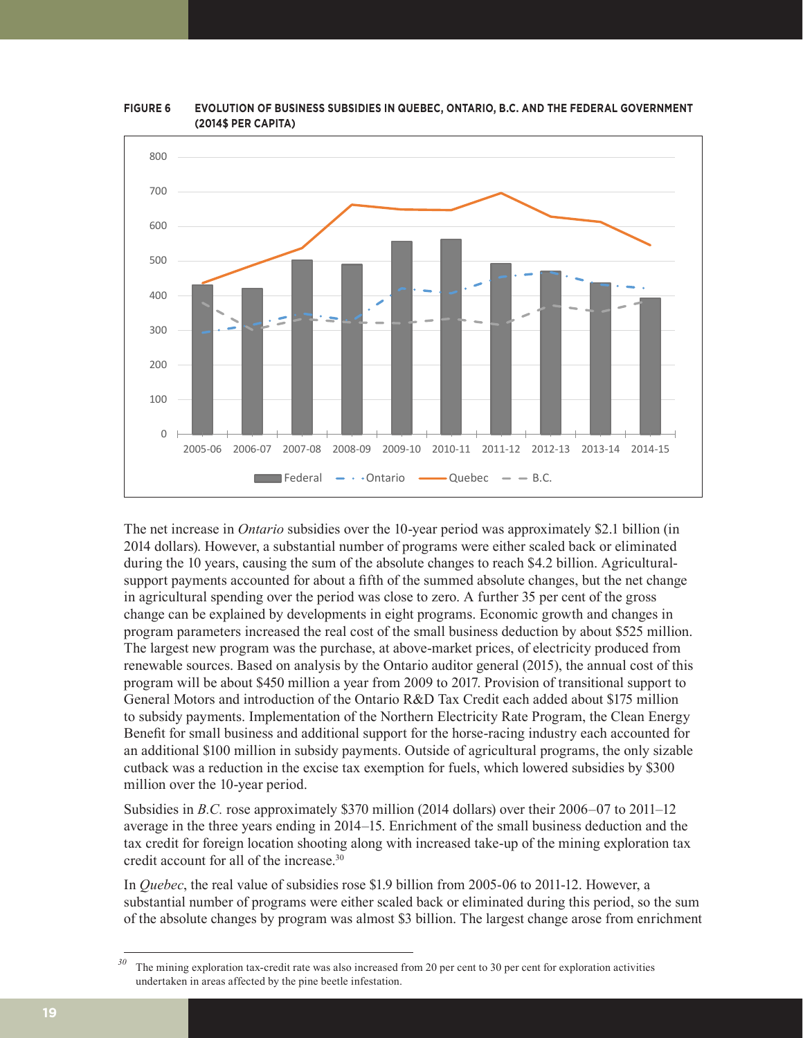**FIGURE 6 EVOLUTION OF BUSINESS SUBSIDIES IN QUEBEC, ONTARIO, B.C. AND THE FEDERAL GOVERNMENT (2014$ PER CAPITA)**

The net increase in *Ontario* subsidies over the 10-year period was approximately $2.1 billion (in 2014 dollars). However, a substantial number of programs were either scaled back or eliminated during the 10 years, causing the sum of the absolute changes to reach $4.2 billion. Agricultural-support payments accounted for about a fifth of the summed absolute changes, but the net change in agricultural spending over the period was close to zero. A further 35 per cent of the gross change can be explained by developments in eight programs. Economic growth and changes in program parameters increased the real cost of the small business deduction by about $525 million. The largest new program was the purchase, at above-market prices, of electricity produced from renewable sources. Based on analysis by the Ontario auditor general (2015), the annual cost of this program will be about $450 million a year from 2009 to 2017. Provision of transitional support to General Motors and introduction of the Ontario R&D Tax Credit each added about $175 million to subsidy payments. Implementation of the Northern Electricity Rate Program, the Clean Energy Benefit for small business and additional support for the horse-racing industry each accounted for an additional $100 million in subsidy payments. Outside of agricultural programs, the only sizable cutback was a reduction in the excise tax exemption for fuels, which lowered subsidies by $300 million over the 10-year period.

Subsidies in *B.C.* rose approximately $370 million (2014 dollars) over their 2006–07 to 2011–12 average in the three years ending in 2014–15. Enrichment of the small business deduction and the tax credit for foreign location shooting along with increased take-up of the mining exploration tax credit account for all of the increase.[30]

In *Quebec*, the real value of subsidies rose $1.9 billion from 2005-06 to 2011-12. However, a substantial number of programs were either scaled back or eliminated during this period, so the sum of the absolute changes by program was almost $3 billion. The largest change arose from enrichment

[30] The mining exploration tax-credit rate was also increased from 20 per cent to 30 per cent for exploration activities undertaken in areas affected by the pine beetle infestation.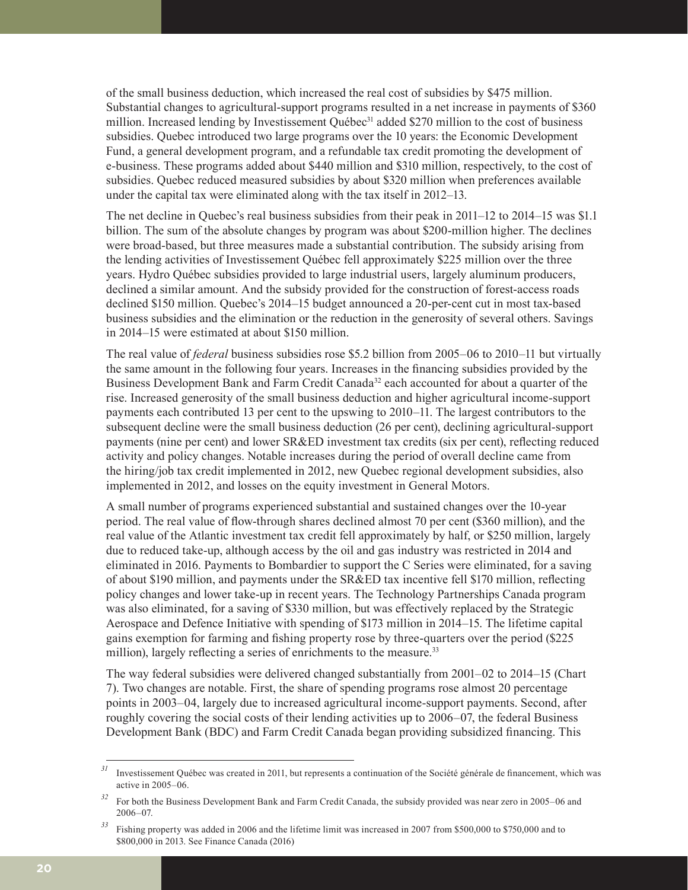of the small business deduction, which increased the real cost of subsidies by $475 million. Substantial changes to agricultural-support programs resulted in a net increase in payments of $360 million. Increased lending by Investissement Québec[31] added $270 million to the cost of business subsidies. Quebec introduced two large programs over the 10 years: the Economic Development Fund, a general development program, and a refundable tax credit promoting the development of e-business. These programs added about $440 million and $310 million, respectively, to the cost of subsidies. Quebec reduced measured subsidies by about $320 million when preferences available under the capital tax were eliminated along with the tax itself in 2012–13.

The net decline in Quebec's real business subsidies from their peak in 2011–12 to 2014–15 was $1.1 billion. The sum of the absolute changes by program was about $200-million higher. The declines were broad-based, but three measures made a substantial contribution. The subsidy arising from the lending activities of Investissement Québec fell approximately $225 million over the three years. Hydro Québec subsidies provided to large industrial users, largely aluminum producers, declined a similar amount. And the subsidy provided for the construction of forest-access roads declined $150 million. Quebec's 2014–15 budget announced a 20-per-cent cut in most tax-based business subsidies and the elimination or the reduction in the generosity of several others. Savings in 2014–15 were estimated at about $150 million.

The real value of *federal* business subsidies rose $5.2 billion from 2005–06 to 2010–11 but virtually the same amount in the following four years. Increases in the financing subsidies provided by the Business Development Bank and Farm Credit Canada[32] each accounted for about a quarter of the rise. Increased generosity of the small business deduction and higher agricultural income-support payments each contributed 13 per cent to the upswing to 2010–11. The largest contributors to the subsequent decline were the small business deduction (26 per cent), declining agricultural-support payments (nine per cent) and lower SR&ED investment tax credits (six per cent), reflecting reduced activity and policy changes. Notable increases during the period of overall decline came from the hiring/job tax credit implemented in 2012, new Quebec regional development subsidies, also implemented in 2012, and losses on the equity investment in General Motors.

A small number of programs experienced substantial and sustained changes over the 10-year period. The real value of flow-through shares declined almost 70 per cent ($360 million), and the real value of the Atlantic investment tax credit fell approximately by half, or $250 million, largely due to reduced take-up, although access by the oil and gas industry was restricted in 2014 and eliminated in 2016. Payments to Bombardier to support the C Series were eliminated, for a saving of about $190 million, and payments under the SR&ED tax incentive fell $170 million, reflecting policy changes and lower take-up in recent years. The Technology Partnerships Canada program was also eliminated, for a saving of $330 million, but was effectively replaced by the Strategic Aerospace and Defence Initiative with spending of $173 million in 2014–15. The lifetime capital gains exemption for farming and fishing property rose by three-quarters over the period ($225 million), largely reflecting a series of enrichments to the measure.[33]

The way federal subsidies were delivered changed substantially from 2001–02 to 2014–15 (Chart 7). Two changes are notable. First, the share of spending programs rose almost 20 percentage points in 2003–04, largely due to increased agricultural income-support payments. Second, after roughly covering the social costs of their lending activities up to 2006–07, the federal Business Development Bank (BDC) and Farm Credit Canada began providing subsidized financing. This

---

[31] Investissement Québec was created in 2011, but represents a continuation of the Société générale de financement, which was active in 2005–06.

[32] For both the Business Development Bank and Farm Credit Canada, the subsidy provided was near zero in 2005–06 and 2006–07.

[33] Fishing property was added in 2006 and the lifetime limit was increased in 2007 from $500,000 to $750,000 and to $800,000 in 2013. See Finance Canada (2016)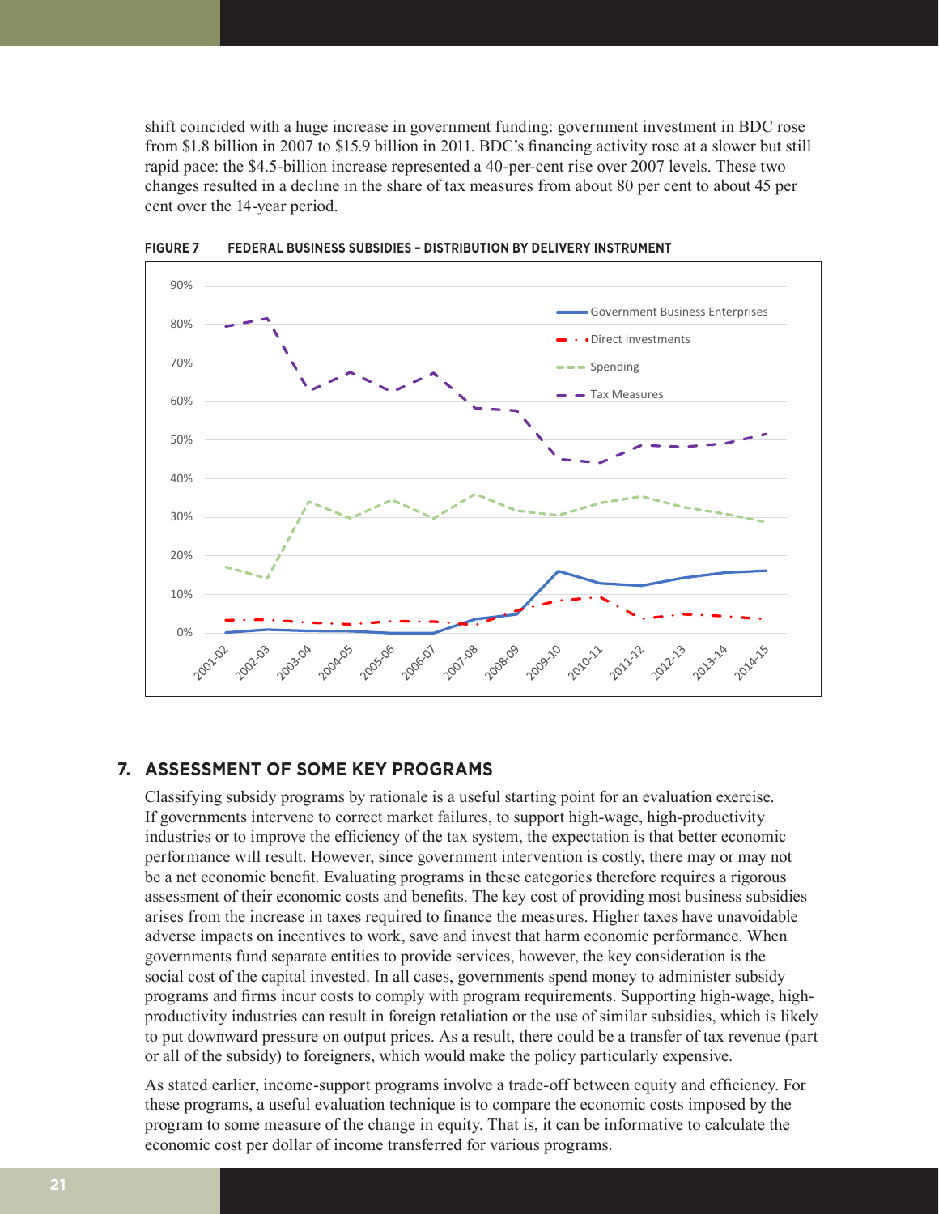shift coincided with a huge increase in government funding: government investment in BDC rose from $1.8 billion in 2007 to $15.9 billion in 2011. BDC's financing activity rose at a slower but still rapid pace: the $4.5-billion increase represented a 40-per-cent rise over 2007 levels. These two changes resulted in a decline in the share of tax measures from about 80 per cent to about 45 per cent over the 14-year period.

**FIGURE 7 FEDERAL BUSINESS SUBSIDIES – DISTRIBUTION BY DELIVERY INSTRUMENT**

## 7. ASSESSMENT OF SOME KEY PROGRAMS

Classifying subsidy programs by rationale is a useful starting point for an evaluation exercise. If governments intervene to correct market failures, to support high-wage, high-productivity industries or to improve the efficiency of the tax system, the expectation is that better economic performance will result. However, since government intervention is costly, there may or may not be a net economic benefit. Evaluating programs in these categories therefore requires a rigorous assessment of their economic costs and benefits. The key cost of providing most business subsidies arises from the increase in taxes required to finance the measures. Higher taxes have unavoidable adverse impacts on incentives to work, save and invest that harm economic performance. When governments fund separate entities to provide services, however, the key consideration is the social cost of the capital invested. In all cases, governments spend money to administer subsidy programs and firms incur costs to comply with program requirements. Supporting high-wage, high-productivity industries can result in foreign retaliation or the use of similar subsidies, which is likely to put downward pressure on output prices. As a result, there could be a transfer of tax revenue (part or all of the subsidy) to foreigners, which would make the policy particularly expensive.

As stated earlier, income-support programs involve a trade-off between equity and efficiency. For these programs, a useful evaluation technique is to compare the economic costs imposed by the program to some measure of the change in equity. That is, it can be informative to calculate the economic cost per dollar of income transferred for various programs.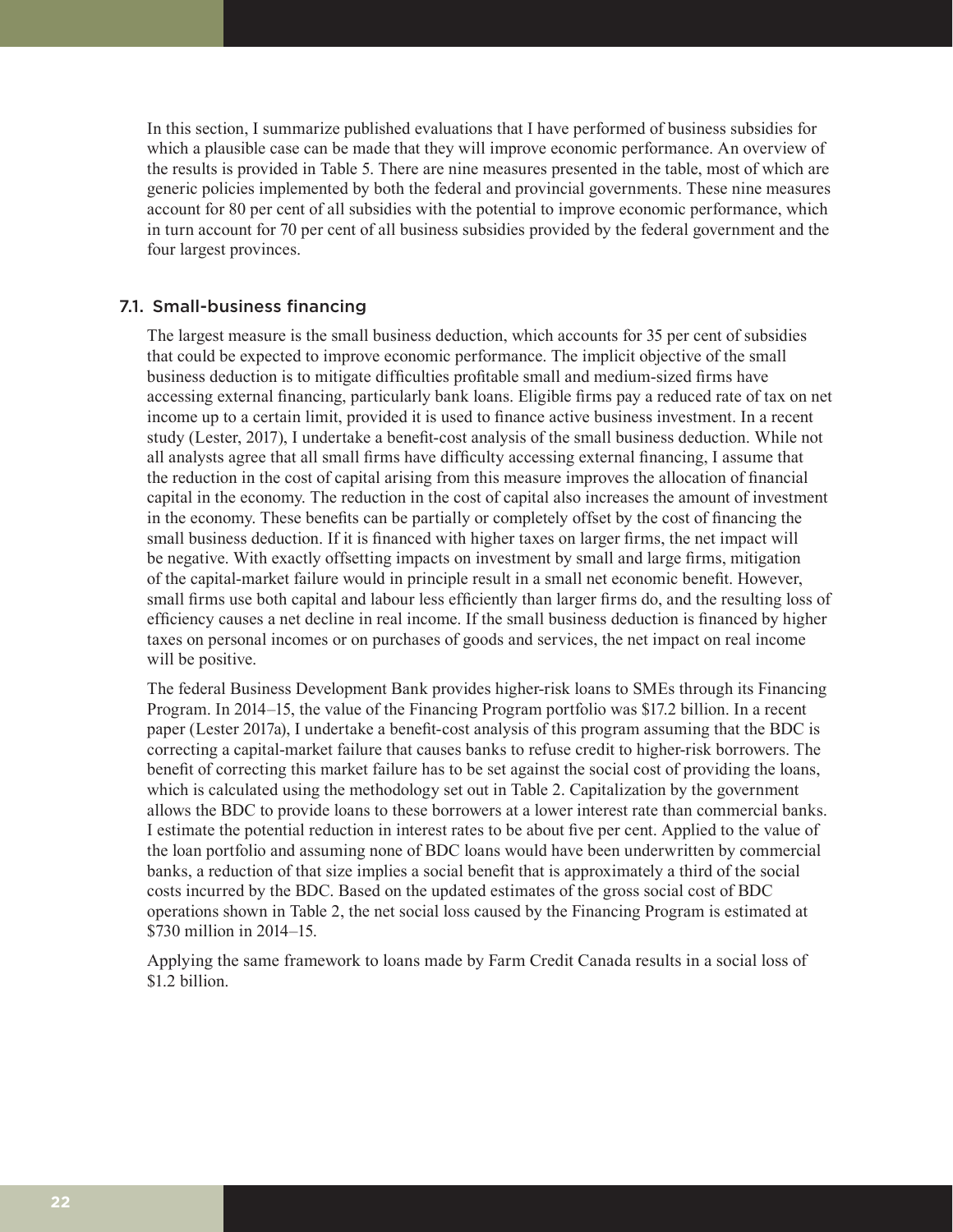In this section, I summarize published evaluations that I have performed of business subsidies for which a plausible case can be made that they will improve economic performance. An overview of the results is provided in Table 5. There are nine measures presented in the table, most of which are generic policies implemented by both the federal and provincial governments. These nine measures account for 80 per cent of all subsidies with the potential to improve economic performance, which in turn account for 70 per cent of all business subsidies provided by the federal government and the four largest provinces.

### 7.1. Small-business financing

The largest measure is the small business deduction, which accounts for 35 per cent of subsidies that could be expected to improve economic performance. The implicit objective of the small business deduction is to mitigate difficulties profitable small and medium-sized firms have accessing external financing, particularly bank loans. Eligible firms pay a reduced rate of tax on net income up to a certain limit, provided it is used to finance active business investment. In a recent study (Lester, 2017), I undertake a benefit-cost analysis of the small business deduction. While not all analysts agree that all small firms have difficulty accessing external financing, I assume that the reduction in the cost of capital arising from this measure improves the allocation of financial capital in the economy. The reduction in the cost of capital also increases the amount of investment in the economy. These benefits can be partially or completely offset by the cost of financing the small business deduction. If it is financed with higher taxes on larger firms, the net impact will be negative. With exactly offsetting impacts on investment by small and large firms, mitigation of the capital-market failure would in principle result in a small net economic benefit. However, small firms use both capital and labour less efficiently than larger firms do, and the resulting loss of efficiency causes a net decline in real income. If the small business deduction is financed by higher taxes on personal incomes or on purchases of goods and services, the net impact on real income will be positive.

The federal Business Development Bank provides higher-risk loans to SMEs through its Financing Program. In 2014–15, the value of the Financing Program portfolio was $17.2 billion. In a recent paper (Lester 2017a), I undertake a benefit-cost analysis of this program assuming that the BDC is correcting a capital-market failure that causes banks to refuse credit to higher-risk borrowers. The benefit of correcting this market failure has to be set against the social cost of providing the loans, which is calculated using the methodology set out in Table 2. Capitalization by the government allows the BDC to provide loans to these borrowers at a lower interest rate than commercial banks. I estimate the potential reduction in interest rates to be about five per cent. Applied to the value of the loan portfolio and assuming none of BDC loans would have been underwritten by commercial banks, a reduction of that size implies a social benefit that is approximately a third of the social costs incurred by the BDC. Based on the updated estimates of the gross social cost of BDC operations shown in Table 2, the net social loss caused by the Financing Program is estimated at $730 million in 2014–15.

Applying the same framework to loans made by Farm Credit Canada results in a social loss of $1.2 billion.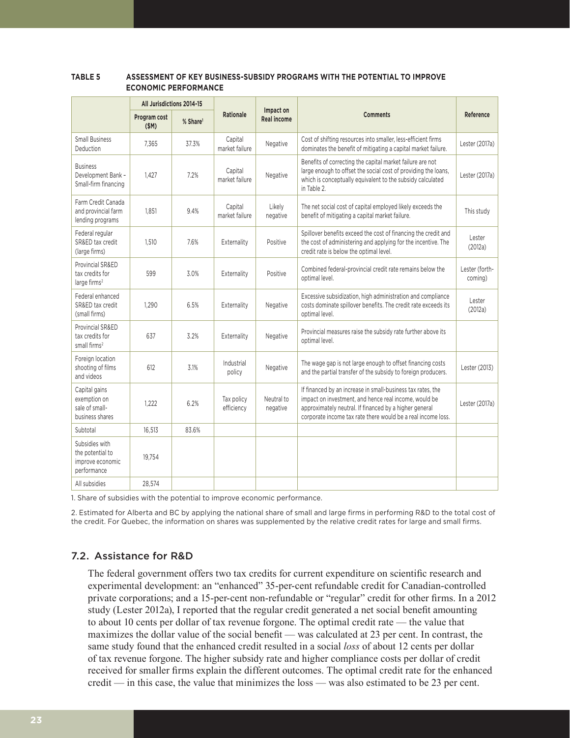**TABLE 5 ASSESSMENT OF KEY BUSINESS-SUBSIDY PROGRAMS WITH THE POTENTIAL TO IMPROVE ECONOMIC PERFORMANCE**

| | All Jurisdictions 2014-15 | | Rationale | Impact on Real income | Comments | Reference |
|---|---|---|---|---|---|---|
| | Program cost ($M) | % Share[1] | | | | |
| Small Business Deduction | 7,365 | 37.3% | Capital market failure | Negative | Cost of shifting resources into smaller, less-efficient firms dominates the benefit of mitigating a capital market failure. | Lester (2017a) |
| Business Development Bank - Small-firm financing | 1,427 | 7.2% | Capital market failure | Negative | Benefits of correcting the capital market failure are not large enough to offset the social cost of providing the loans, which is conceptually equivalent to the subsidy calculated in Table 2. | Lester (2017a) |
| Farm Credit Canada and provincial farm lending programs | 1,851 | 9.4% | Capital market failure | Likely negative | The net social cost of capital employed likely exceeds the benefit of mitigating a capital market failure. | This study |
| Federal regular SR&ED tax credit (large firms) | 1,510 | 7.6% | Externality | Positive | Spillover benefits exceed the cost of financing the credit and the cost of administering and applying for the incentive. The credit rate is below the optimal level. | Lester (2012a) |
| Provincial SR&ED tax credits for large firms[2] | 599 | 3.0% | Externality | Positive | Combined federal-provincial credit rate remains below the optimal level. | Lester (forth-coming) |
| Federal enhanced SR&ED tax credit (small firms) | 1,290 | 6.5% | Externality | Negative | Excessive subsidization, high administration and compliance costs dominate spillover benefits. The credit rate exceeds its optimal level. | Lester (2012a) |
| Provincial SR&ED tax credits for small firms[2] | 637 | 3.2% | Externality | Negative | Provincial measures raise the subsidy rate further above its optimal level. | |
| Foreign location shooting of films and videos | 612 | 3.1% | Industrial policy | Negative | The wage gap is not large enough to offset financing costs and the partial transfer of the subsidy to foreign producers. | Lester (2013) |
| Capital gains exemption on sale of small-business shares | 1,222 | 6.2% | Tax policy efficiency | Neutral to negative | If financed by an increase in small-business tax rates, the impact on investment, and hence real income, would be approximately neutral. If financed by a higher general corporate income tax rate there would be a real income loss. | Lester (2017a) |
| Subtotal | 16,513 | 83.6% | | | | |
| Subsidies with the potential to improve economic performance | 19,754 | | | | | |
| All subsidies | 28,574 | | | | | |

1. Share of subsidies with the potential to improve economic performance.

2. Estimated for Alberta and BC by applying the national share of small and large firms in performing R&D to the total cost of the credit. For Quebec, the information on shares was supplemented by the relative credit rates for large and small firms.

## 7.2. Assistance for R&D

The federal government offers two tax credits for current expenditure on scientific research and experimental development: an "enhanced" 35-per-cent refundable credit for Canadian-controlled private corporations; and a 15-per-cent non-refundable or "regular" credit for other firms. In a 2012 study (Lester 2012a), I reported that the regular credit generated a net social benefit amounting to about 10 cents per dollar of tax revenue forgone. The optimal credit rate — the value that maximizes the dollar value of the social benefit — was calculated at 23 per cent. In contrast, the same study found that the enhanced credit resulted in a social *loss* of about 12 cents per dollar of tax revenue forgone. The higher subsidy rate and higher compliance costs per dollar of credit received for smaller firms explain the different outcomes. The optimal credit rate for the enhanced credit — in this case, the value that minimizes the loss — was also estimated to be 23 per cent.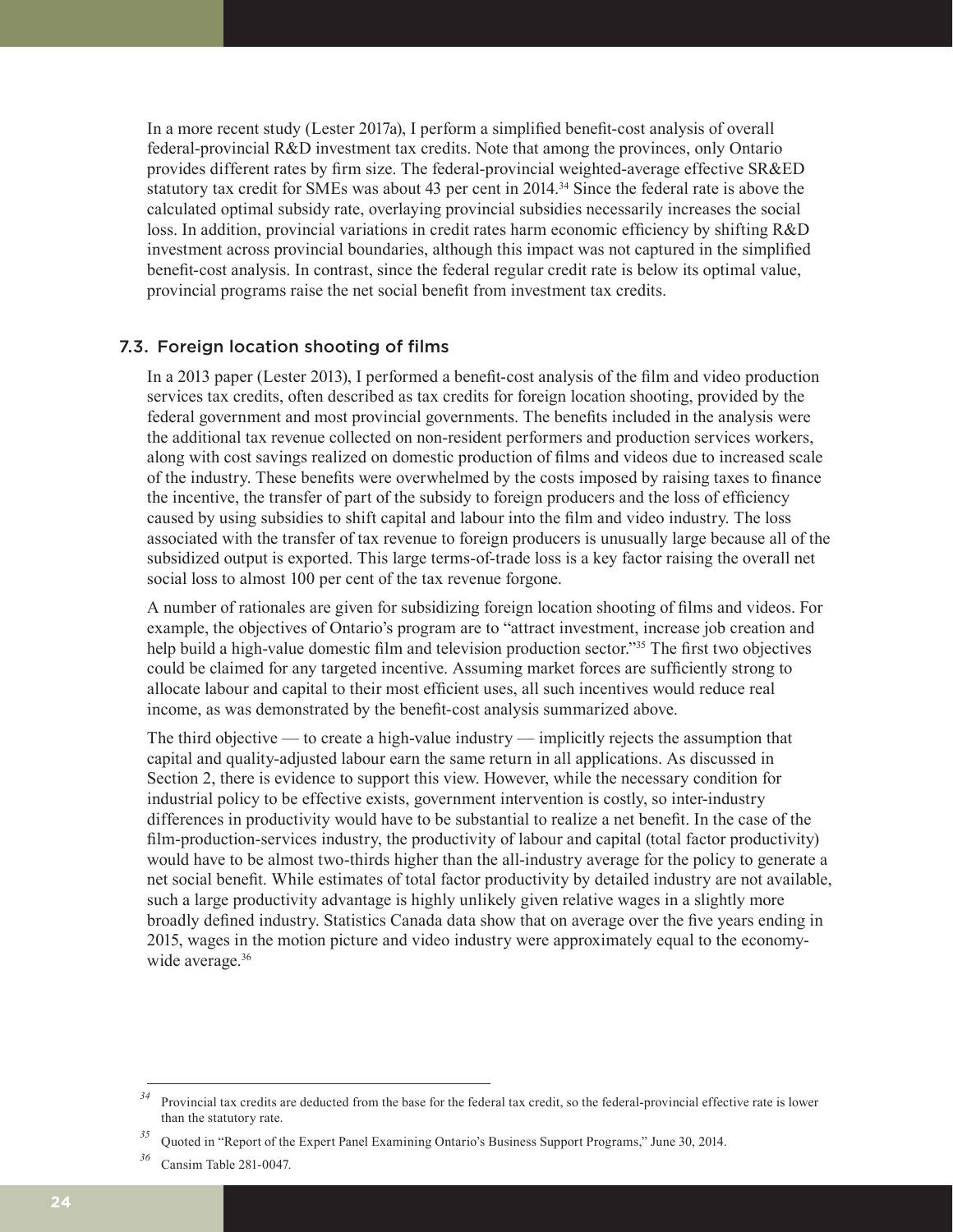In a more recent study (Lester 2017a), I perform a simplified benefit-cost analysis of overall federal-provincial R&D investment tax credits. Note that among the provinces, only Ontario provides different rates by firm size. The federal-provincial weighted-average effective SR&ED statutory tax credit for SMEs was about 43 per cent in 2014.[34] Since the federal rate is above the calculated optimal subsidy rate, overlaying provincial subsidies necessarily increases the social loss. In addition, provincial variations in credit rates harm economic efficiency by shifting R&D investment across provincial boundaries, although this impact was not captured in the simplified benefit-cost analysis. In contrast, since the federal regular credit rate is below its optimal value, provincial programs raise the net social benefit from investment tax credits.

### 7.3. Foreign location shooting of films

In a 2013 paper (Lester 2013), I performed a benefit-cost analysis of the film and video production services tax credits, often described as tax credits for foreign location shooting, provided by the federal government and most provincial governments. The benefits included in the analysis were the additional tax revenue collected on non-resident performers and production services workers, along with cost savings realized on domestic production of films and videos due to increased scale of the industry. These benefits were overwhelmed by the costs imposed by raising taxes to finance the incentive, the transfer of part of the subsidy to foreign producers and the loss of efficiency caused by using subsidies to shift capital and labour into the film and video industry. The loss associated with the transfer of tax revenue to foreign producers is unusually large because all of the subsidized output is exported. This large terms-of-trade loss is a key factor raising the overall net social loss to almost 100 per cent of the tax revenue forgone.

A number of rationales are given for subsidizing foreign location shooting of films and videos. For example, the objectives of Ontario's program are to "attract investment, increase job creation and help build a high-value domestic film and television production sector."[35] The first two objectives could be claimed for any targeted incentive. Assuming market forces are sufficiently strong to allocate labour and capital to their most efficient uses, all such incentives would reduce real income, as was demonstrated by the benefit-cost analysis summarized above.

The third objective — to create a high-value industry — implicitly rejects the assumption that capital and quality-adjusted labour earn the same return in all applications. As discussed in Section 2, there is evidence to support this view. However, while the necessary condition for industrial policy to be effective exists, government intervention is costly, so inter-industry differences in productivity would have to be substantial to realize a net benefit. In the case of the film-production-services industry, the productivity of labour and capital (total factor productivity) would have to be almost two-thirds higher than the all-industry average for the policy to generate a net social benefit. While estimates of total factor productivity by detailed industry are not available, such a large productivity advantage is highly unlikely given relative wages in a slightly more broadly defined industry. Statistics Canada data show that on average over the five years ending in 2015, wages in the motion picture and video industry were approximately equal to the economy-wide average.[36]

---

[34] Provincial tax credits are deducted from the base for the federal tax credit, so the federal-provincial effective rate is lower than the statutory rate.

[35] Quoted in "Report of the Expert Panel Examining Ontario's Business Support Programs," June 30, 2014.

[36] Cansim Table 281-0047.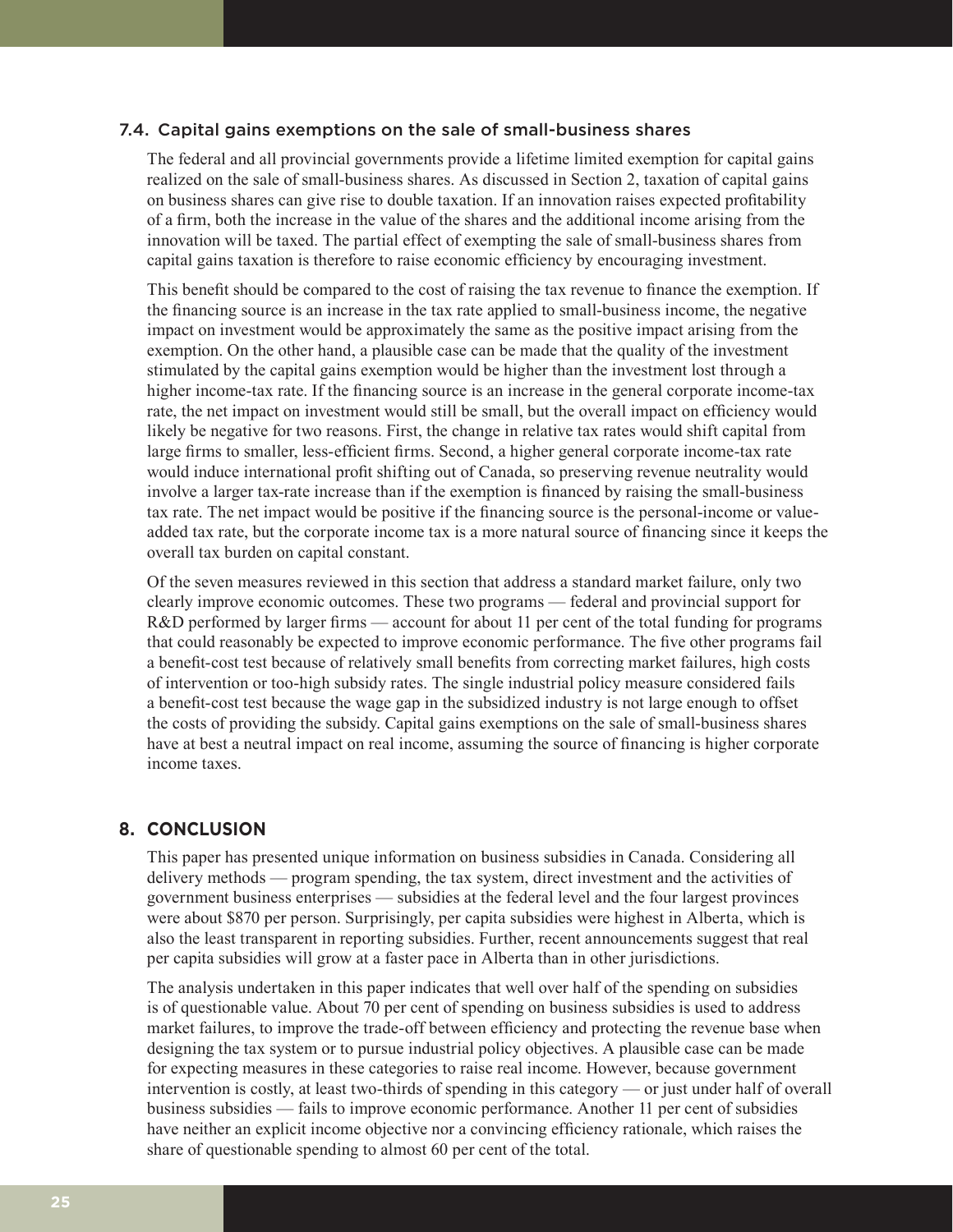### 7.4. Capital gains exemptions on the sale of small-business shares

The federal and all provincial governments provide a lifetime limited exemption for capital gains realized on the sale of small-business shares. As discussed in Section 2, taxation of capital gains on business shares can give rise to double taxation. If an innovation raises expected profitability of a firm, both the increase in the value of the shares and the additional income arising from the innovation will be taxed. The partial effect of exempting the sale of small-business shares from capital gains taxation is therefore to raise economic efficiency by encouraging investment.

This benefit should be compared to the cost of raising the tax revenue to finance the exemption. If the financing source is an increase in the tax rate applied to small-business income, the negative impact on investment would be approximately the same as the positive impact arising from the exemption. On the other hand, a plausible case can be made that the quality of the investment stimulated by the capital gains exemption would be higher than the investment lost through a higher income-tax rate. If the financing source is an increase in the general corporate income-tax rate, the net impact on investment would still be small, but the overall impact on efficiency would likely be negative for two reasons. First, the change in relative tax rates would shift capital from large firms to smaller, less-efficient firms. Second, a higher general corporate income-tax rate would induce international profit shifting out of Canada, so preserving revenue neutrality would involve a larger tax-rate increase than if the exemption is financed by raising the small-business tax rate. The net impact would be positive if the financing source is the personal-income or value-added tax rate, but the corporate income tax is a more natural source of financing since it keeps the overall tax burden on capital constant.

Of the seven measures reviewed in this section that address a standard market failure, only two clearly improve economic outcomes. These two programs — federal and provincial support for R&D performed by larger firms — account for about 11 per cent of the total funding for programs that could reasonably be expected to improve economic performance. The five other programs fail a benefit-cost test because of relatively small benefits from correcting market failures, high costs of intervention or too-high subsidy rates. The single industrial policy measure considered fails a benefit-cost test because the wage gap in the subsidized industry is not large enough to offset the costs of providing the subsidy. Capital gains exemptions on the sale of small-business shares have at best a neutral impact on real income, assuming the source of financing is higher corporate income taxes.

## 8. CONCLUSION

This paper has presented unique information on business subsidies in Canada. Considering all delivery methods — program spending, the tax system, direct investment and the activities of government business enterprises — subsidies at the federal level and the four largest provinces were about $870 per person. Surprisingly, per capita subsidies were highest in Alberta, which is also the least transparent in reporting subsidies. Further, recent announcements suggest that real per capita subsidies will grow at a faster pace in Alberta than in other jurisdictions.

The analysis undertaken in this paper indicates that well over half of the spending on subsidies is of questionable value. About 70 per cent of spending on business subsidies is used to address market failures, to improve the trade-off between efficiency and protecting the revenue base when designing the tax system or to pursue industrial policy objectives. A plausible case can be made for expecting measures in these categories to raise real income. However, because government intervention is costly, at least two-thirds of spending in this category — or just under half of overall business subsidies — fails to improve economic performance. Another 11 per cent of subsidies have neither an explicit income objective nor a convincing efficiency rationale, which raises the share of questionable spending to almost 60 per cent of the total.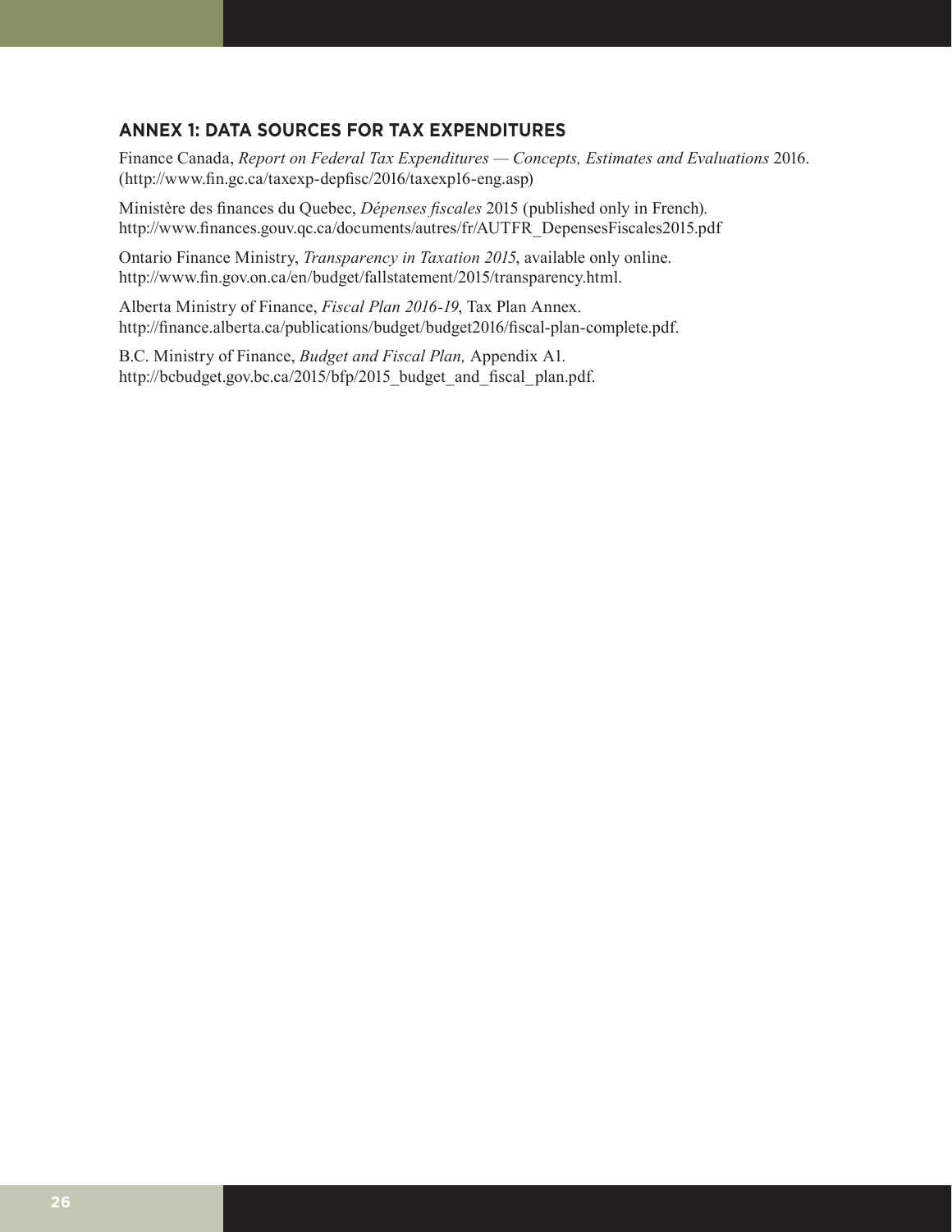## ANNEX 1: DATA SOURCES FOR TAX EXPENDITURES

Finance Canada, *Report on Federal Tax Expenditures — Concepts, Estimates and Evaluations* 2016. (http://www.fin.gc.ca/taxexp-depfisc/2016/taxexp16-eng.asp)

Ministère des finances du Quebec, *Dépenses fiscales* 2015 (published only in French). http://www.finances.gouv.qc.ca/documents/autres/fr/AUTFR_DepensesFiscales2015.pdf

Ontario Finance Ministry, *Transparency in Taxation 2015*, available only online. http://www.fin.gov.on.ca/en/budget/fallstatement/2015/transparency.html.

Alberta Ministry of Finance, *Fiscal Plan 2016-19*, Tax Plan Annex. http://finance.alberta.ca/publications/budget/budget2016/fiscal-plan-complete.pdf.

B.C. Ministry of Finance, *Budget and Fiscal Plan,* Appendix A1. http://bcbudget.gov.bc.ca/2015/bfp/2015_budget_and_fiscal_plan.pdf.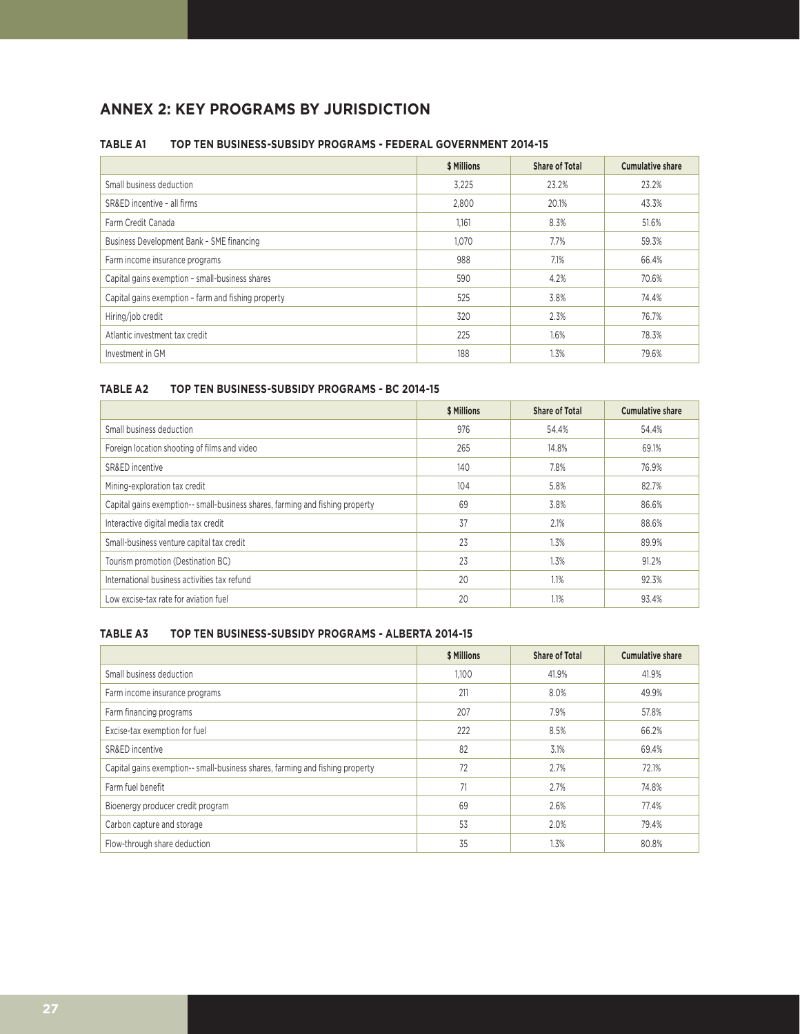## ANNEX 2: KEY PROGRAMS BY JURISDICTION

### TABLE A1 TOP TEN BUSINESS-SUBSIDY PROGRAMS - FEDERAL GOVERNMENT 2014-15

| | $ Millions | Share of Total | Cumulative share |
|---|---|---|---|
| Small business deduction | 3,225 | 23.2% | 23.2% |
| SR&ED incentive – all firms | 2,800 | 20.1% | 43.3% |
| Farm Credit Canada | 1,161 | 8.3% | 51.6% |
| Business Development Bank – SME financing | 1,070 | 7.7% | 59.3% |
| Farm income insurance programs | 988 | 7.1% | 66.4% |
| Capital gains exemption – small-business shares | 590 | 4.2% | 70.6% |
| Capital gains exemption – farm and fishing property | 525 | 3.8% | 74.4% |
| Hiring/job credit | 320 | 2.3% | 76.7% |
| Atlantic investment tax credit | 225 | 1.6% | 78.3% |
| Investment in GM | 188 | 1.3% | 79.6% |

### TABLE A2 TOP TEN BUSINESS-SUBSIDY PROGRAMS - BC 2014-15

| | $ Millions | Share of Total | Cumulative share |
|---|---|---|---|
| Small business deduction | 976 | 54.4% | 54.4% |
| Foreign location shooting of films and video | 265 | 14.8% | 69.1% |
| SR&ED incentive | 140 | 7.8% | 76.9% |
| Mining-exploration tax credit | 104 | 5.8% | 82.7% |
| Capital gains exemption-- small-business shares, farming and fishing property | 69 | 3.8% | 86.6% |
| Interactive digital media tax credit | 37 | 2.1% | 88.6% |
| Small-business venture capital tax credit | 23 | 1.3% | 89.9% |
| Tourism promotion (Destination BC) | 23 | 1.3% | 91.2% |
| International business activities tax refund | 20 | 1.1% | 92.3% |
| Low excise-tax rate for aviation fuel | 20 | 1.1% | 93.4% |

### TABLE A3 TOP TEN BUSINESS-SUBSIDY PROGRAMS - ALBERTA 2014-15

| | $ Millions | Share of Total | Cumulative share |
|---|---|---|---|
| Small business deduction | 1,100 | 41.9% | 41.9% |
| Farm income insurance programs | 211 | 8.0% | 49.9% |
| Farm financing programs | 207 | 7.9% | 57.8% |
| Excise-tax exemption for fuel | 222 | 8.5% | 66.2% |
| SR&ED incentive | 82 | 3.1% | 69.4% |
| Capital gains exemption-- small-business shares, farming and fishing property | 72 | 2.7% | 72.1% |
| Farm fuel benefit | 71 | 2.7% | 74.8% |
| Bioenergy producer credit program | 69 | 2.6% | 77.4% |
| Carbon capture and storage | 53 | 2.0% | 79.4% |
| Flow-through share deduction | 35 | 1.3% | 80.8% |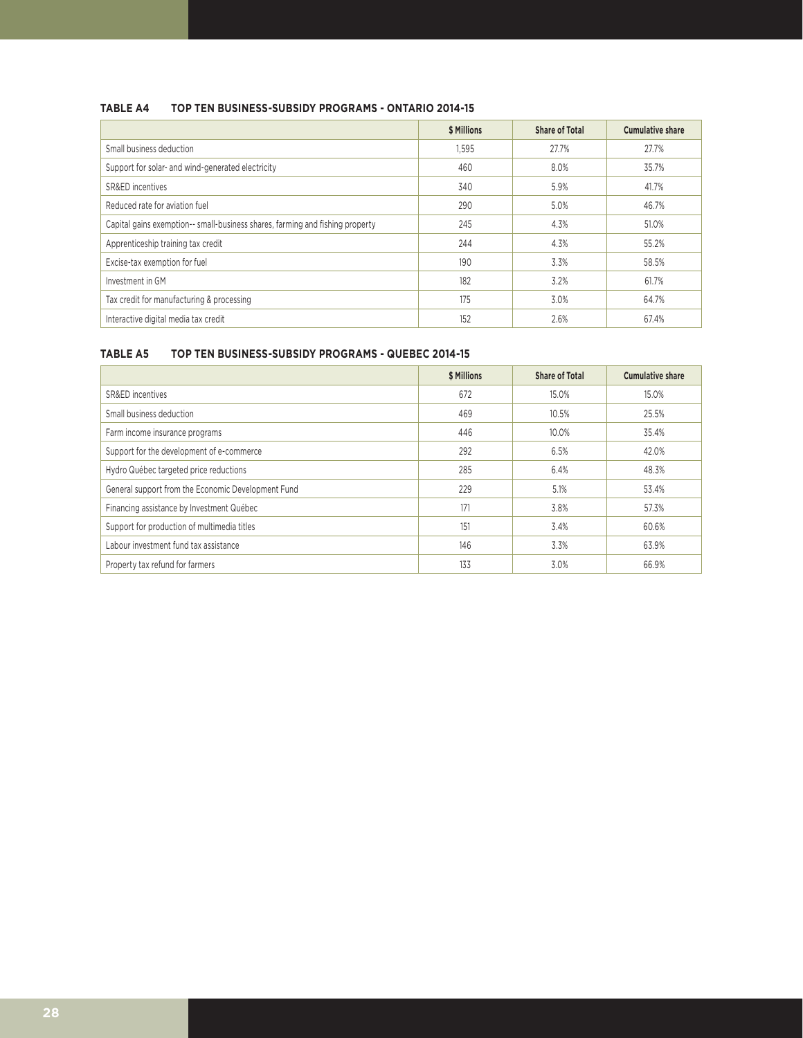**TABLE A4 TOP TEN BUSINESS-SUBSIDY PROGRAMS - ONTARIO 2014-15**

| | $ Millions | Share of Total | Cumulative share |
|---|---|---|---|
| Small business deduction | 1,595 | 27.7% | 27.7% |
| Support for solar- and wind-generated electricity | 460 | 8.0% | 35.7% |
| SR&ED incentives | 340 | 5.9% | 41.7% |
| Reduced rate for aviation fuel | 290 | 5.0% | 46.7% |
| Capital gains exemption-- small-business shares, farming and fishing property | 245 | 4.3% | 51.0% |
| Apprenticeship training tax credit | 244 | 4.3% | 55.2% |
| Excise-tax exemption for fuel | 190 | 3.3% | 58.5% |
| Investment in GM | 182 | 3.2% | 61.7% |
| Tax credit for manufacturing & processing | 175 | 3.0% | 64.7% |
| Interactive digital media tax credit | 152 | 2.6% | 67.4% |

**TABLE A5 TOP TEN BUSINESS-SUBSIDY PROGRAMS - QUEBEC 2014-15**

| | $ Millions | Share of Total | Cumulative share |
|---|---|---|---|
| SR&ED incentives | 672 | 15.0% | 15.0% |
| Small business deduction | 469 | 10.5% | 25.5% |
| Farm income insurance programs | 446 | 10.0% | 35.4% |
| Support for the development of e-commerce | 292 | 6.5% | 42.0% |
| Hydro Québec targeted price reductions | 285 | 6.4% | 48.3% |
| General support from the Economic Development Fund | 229 | 5.1% | 53.4% |
| Financing assistance by Investment Québec | 171 | 3.8% | 57.3% |
| Support for production of multimedia titles | 151 | 3.4% | 60.6% |
| Labour investment fund tax assistance | 146 | 3.3% | 63.9% |
| Property tax refund for farmers | 133 | 3.0% | 66.9% |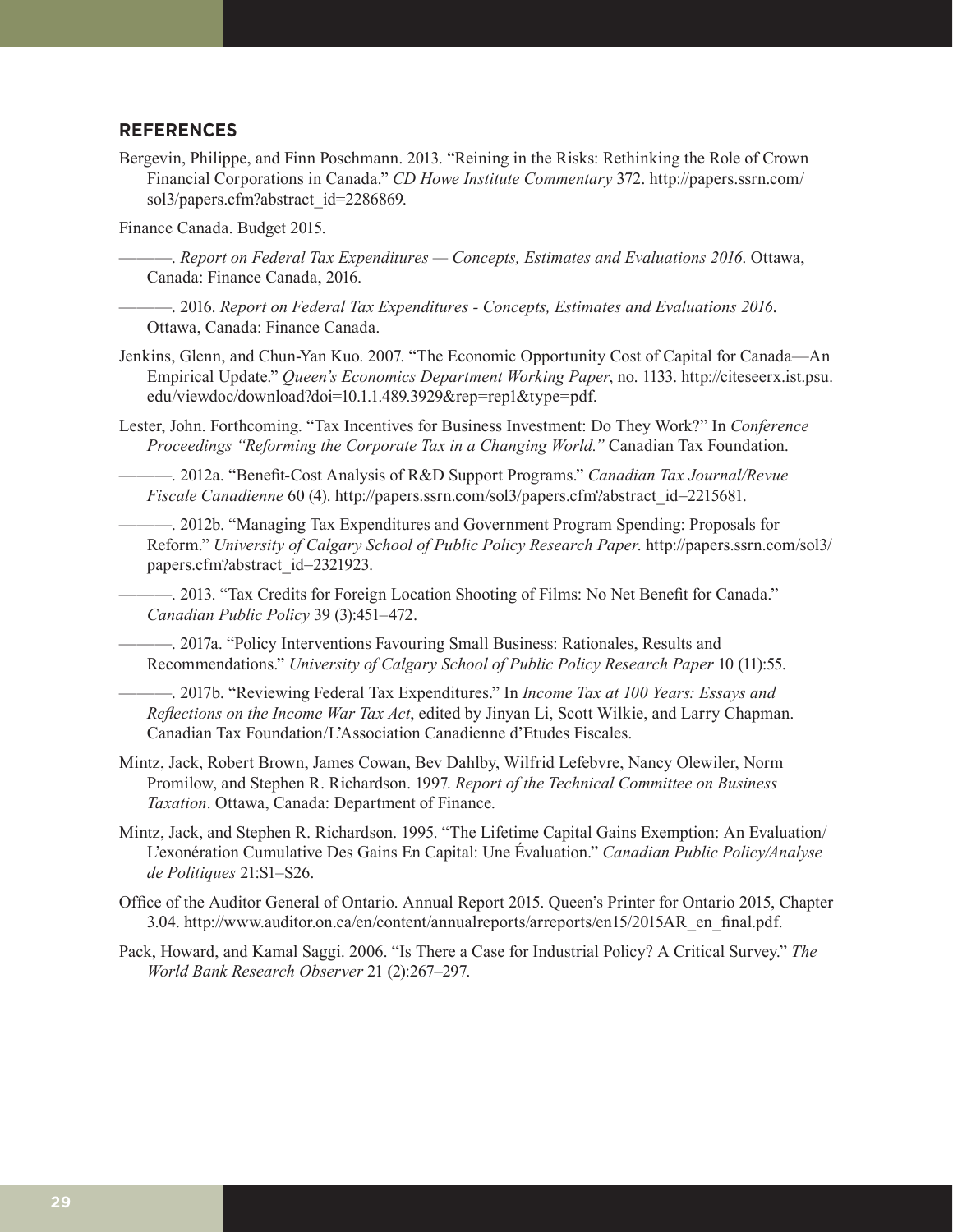## REFERENCES

Bergevin, Philippe, and Finn Poschmann. 2013. "Reining in the Risks: Rethinking the Role of Crown Financial Corporations in Canada." *CD Howe Institute Commentary* 372. http://papers.ssrn.com/sol3/papers.cfm?abstract_id=2286869.

Finance Canada. Budget 2015.

———. *Report on Federal Tax Expenditures — Concepts, Estimates and Evaluations 2016*. Ottawa, Canada: Finance Canada, 2016.

———. 2016. *Report on Federal Tax Expenditures - Concepts, Estimates and Evaluations 2016*. Ottawa, Canada: Finance Canada.

Jenkins, Glenn, and Chun-Yan Kuo. 2007. "The Economic Opportunity Cost of Capital for Canada—An Empirical Update." *Queen's Economics Department Working Paper*, no. 1133. http://citeseerx.ist.psu.edu/viewdoc/download?doi=10.1.1.489.3929&rep=rep1&type=pdf.

Lester, John. Forthcoming. "Tax Incentives for Business Investment: Do They Work?" In *Conference Proceedings "Reforming the Corporate Tax in a Changing World."* Canadian Tax Foundation.

———. 2012a. "Benefit-Cost Analysis of R&D Support Programs." *Canadian Tax Journal/Revue Fiscale Canadienne* 60 (4). http://papers.ssrn.com/sol3/papers.cfm?abstract_id=2215681.

———. 2012b. "Managing Tax Expenditures and Government Program Spending: Proposals for Reform." *University of Calgary School of Public Policy Research Paper*. http://papers.ssrn.com/sol3/papers.cfm?abstract_id=2321923.

———. 2013. "Tax Credits for Foreign Location Shooting of Films: No Net Benefit for Canada." *Canadian Public Policy* 39 (3):451–472.

———. 2017a. "Policy Interventions Favouring Small Business: Rationales, Results and Recommendations." *University of Calgary School of Public Policy Research Paper* 10 (11):55.

———. 2017b. "Reviewing Federal Tax Expenditures." In *Income Tax at 100 Years: Essays and Reflections on the Income War Tax Act*, edited by Jinyan Li, Scott Wilkie, and Larry Chapman. Canadian Tax Foundation/L'Association Canadienne d'Etudes Fiscales.

Mintz, Jack, Robert Brown, James Cowan, Bev Dahlby, Wilfrid Lefebvre, Nancy Olewiler, Norm Promilow, and Stephen R. Richardson. 1997. *Report of the Technical Committee on Business Taxation*. Ottawa, Canada: Department of Finance.

Mintz, Jack, and Stephen R. Richardson. 1995. "The Lifetime Capital Gains Exemption: An Evaluation/L'exonération Cumulative Des Gains En Capital: Une Évaluation." *Canadian Public Policy/Analyse de Politiques* 21:S1–S26.

Office of the Auditor General of Ontario. Annual Report 2015. Queen's Printer for Ontario 2015, Chapter 3.04. http://www.auditor.on.ca/en/content/annualreports/arreports/en15/2015AR_en_final.pdf.

Pack, Howard, and Kamal Saggi. 2006. "Is There a Case for Industrial Policy? A Critical Survey." *The World Bank Research Observer* 21 (2):267–297.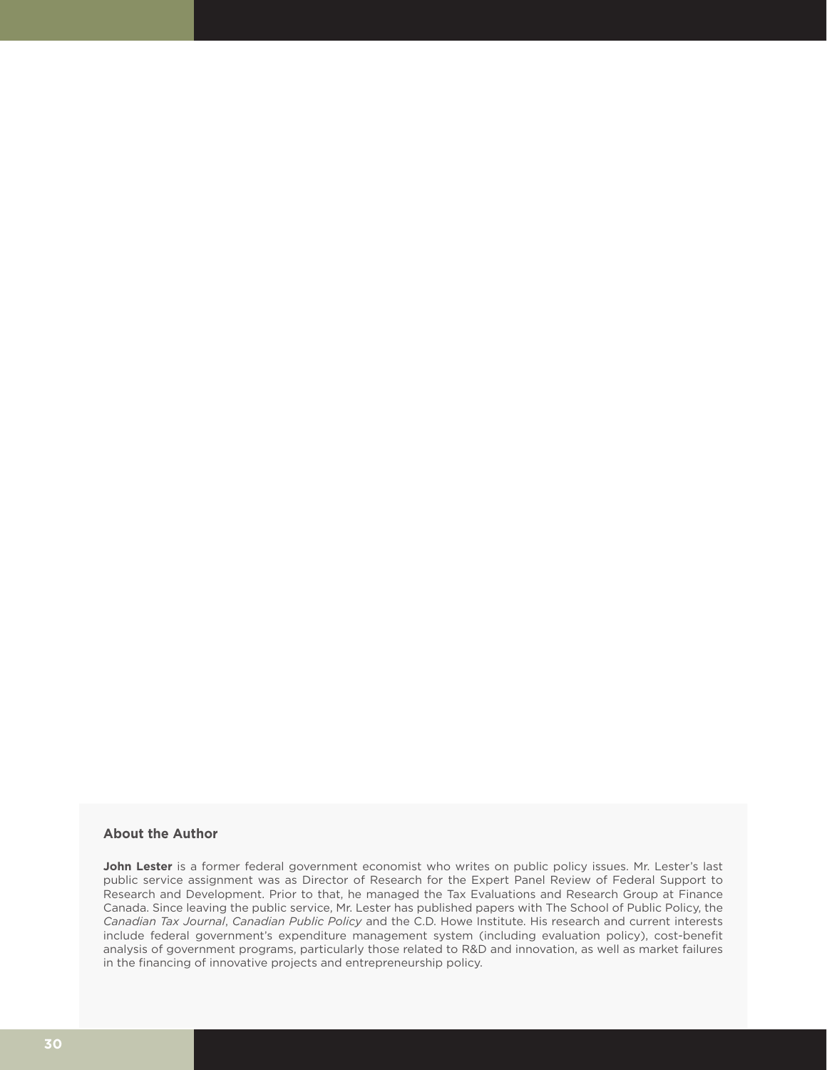## About the Author

**John Lester** is a former federal government economist who writes on public policy issues. Mr. Lester's last public service assignment was as Director of Research for the Expert Panel Review of Federal Support to Research and Development. Prior to that, he managed the Tax Evaluations and Research Group at Finance Canada. Since leaving the public service, Mr. Lester has published papers with The School of Public Policy, the *Canadian Tax Journal*, *Canadian Public Policy* and the C.D. Howe Institute. His research and current interests include federal government's expenditure management system (including evaluation policy), cost-benefit analysis of government programs, particularly those related to R&D and innovation, as well as market failures in the financing of innovative projects and entrepreneurship policy.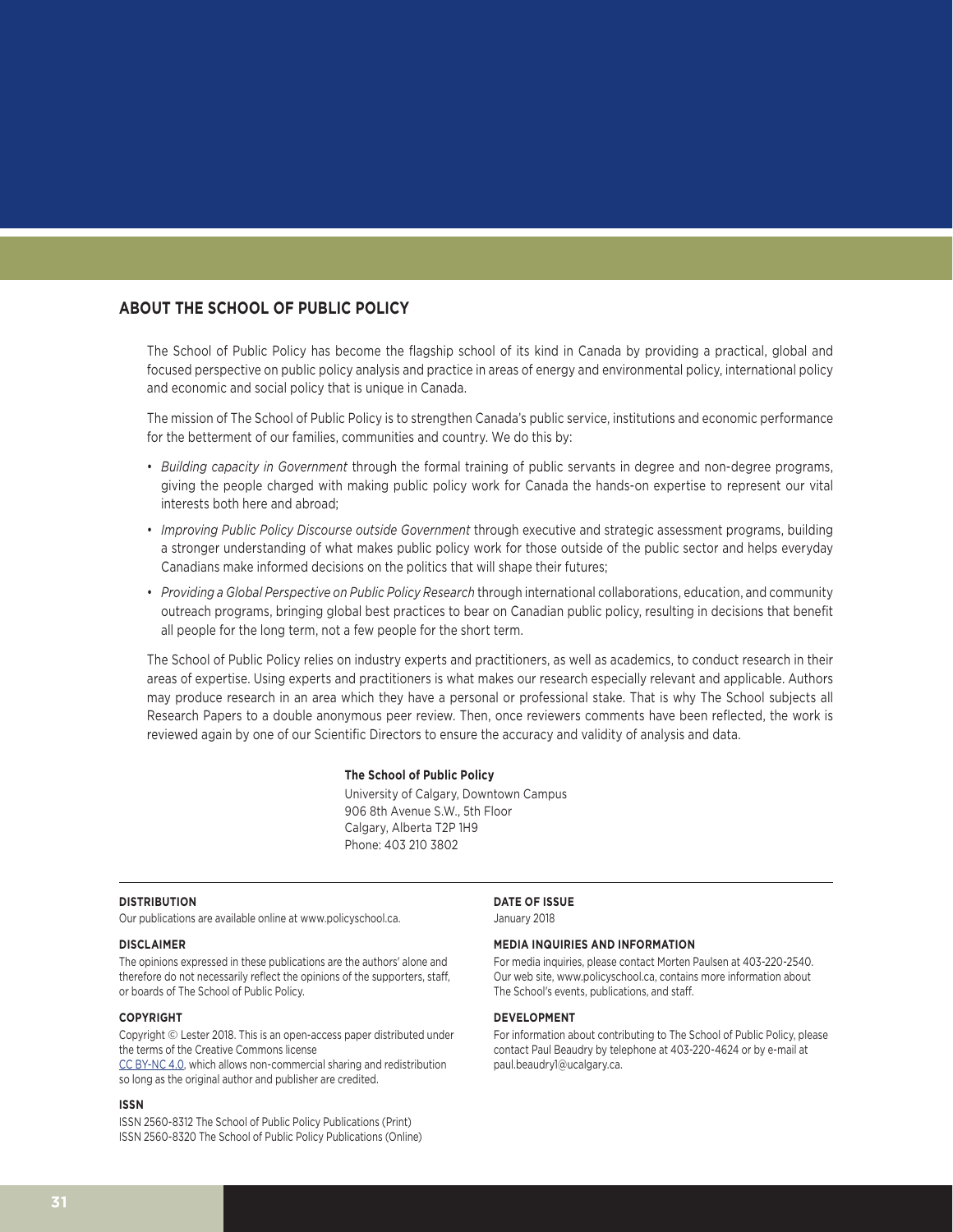## ABOUT THE SCHOOL OF PUBLIC POLICY

The School of Public Policy has become the flagship school of its kind in Canada by providing a practical, global and focused perspective on public policy analysis and practice in areas of energy and environmental policy, international policy and economic and social policy that is unique in Canada.

The mission of The School of Public Policy is to strengthen Canada's public service, institutions and economic performance for the betterment of our families, communities and country. We do this by:

- *Building capacity in Government* through the formal training of public servants in degree and non-degree programs, giving the people charged with making public policy work for Canada the hands-on expertise to represent our vital interests both here and abroad;
- *Improving Public Policy Discourse outside Government* through executive and strategic assessment programs, building a stronger understanding of what makes public policy work for those outside of the public sector and helps everyday Canadians make informed decisions on the politics that will shape their futures;
- *Providing a Global Perspective on Public Policy Research* through international collaborations, education, and community outreach programs, bringing global best practices to bear on Canadian public policy, resulting in decisions that benefit all people for the long term, not a few people for the short term.

The School of Public Policy relies on industry experts and practitioners, as well as academics, to conduct research in their areas of expertise. Using experts and practitioners is what makes our research especially relevant and applicable. Authors may produce research in an area which they have a personal or professional stake. That is why The School subjects all Research Papers to a double anonymous peer review. Then, once reviewers comments have been reflected, the work is reviewed again by one of our Scientific Directors to ensure the accuracy and validity of analysis and data.

**The School of Public Policy**
University of Calgary, Downtown Campus
906 8th Avenue S.W., 5th Floor
Calgary, Alberta T2P 1H9
Phone: 403 210 3802

**DISTRIBUTION**
Our publications are available online at www.policyschool.ca.

**DISCLAIMER**
The opinions expressed in these publications are the authors' alone and therefore do not necessarily reflect the opinions of the supporters, staff, or boards of The School of Public Policy.

**COPYRIGHT**
Copyright © Lester 2018. This is an open-access paper distributed under the terms of the Creative Commons license
CC BY-NC 4.0, which allows non-commercial sharing and redistribution so long as the original author and publisher are credited.

**ISSN**
ISSN 2560-8312 The School of Public Policy Publications (Print)
ISSN 2560-8320 The School of Public Policy Publications (Online)

**DATE OF ISSUE**
January 2018

**MEDIA INQUIRIES AND INFORMATION**
For media inquiries, please contact Morten Paulsen at 403-220-2540. Our web site, www.policyschool.ca, contains more information about The School's events, publications, and staff.

**DEVELOPMENT**
For information about contributing to The School of Public Policy, please contact Paul Beaudry by telephone at 403-220-4624 or by e-mail at paul.beaudry1@ucalgary.ca.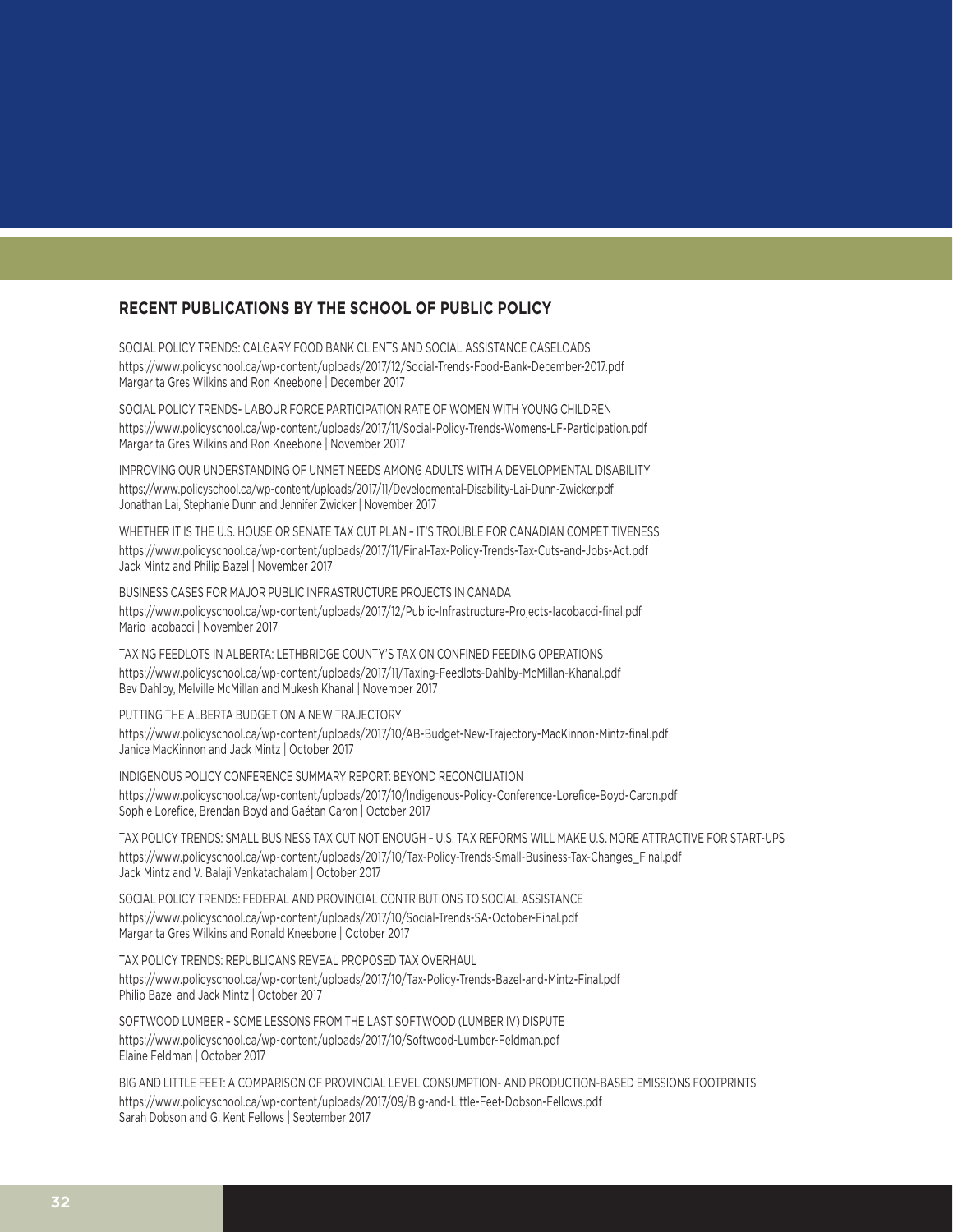## RECENT PUBLICATIONS BY THE SCHOOL OF PUBLIC POLICY

SOCIAL POLICY TRENDS: CALGARY FOOD BANK CLIENTS AND SOCIAL ASSISTANCE CASELOADS
https://www.policyschool.ca/wp-content/uploads/2017/12/Social-Trends-Food-Bank-December-2017.pdf
Margarita Gres Wilkins and Ron Kneebone | December 2017

SOCIAL POLICY TRENDS- LABOUR FORCE PARTICIPATION RATE OF WOMEN WITH YOUNG CHILDREN
https://www.policyschool.ca/wp-content/uploads/2017/11/Social-Policy-Trends-Womens-LF-Participation.pdf
Margarita Gres Wilkins and Ron Kneebone | November 2017

IMPROVING OUR UNDERSTANDING OF UNMET NEEDS AMONG ADULTS WITH A DEVELOPMENTAL DISABILITY
https://www.policyschool.ca/wp-content/uploads/2017/11/Developmental-Disability-Lai-Dunn-Zwicker.pdf
Jonathan Lai, Stephanie Dunn and Jennifer Zwicker | November 2017

WHETHER IT IS THE U.S. HOUSE OR SENATE TAX CUT PLAN – IT'S TROUBLE FOR CANADIAN COMPETITIVENESS
https://www.policyschool.ca/wp-content/uploads/2017/11/Final-Tax-Policy-Trends-Tax-Cuts-and-Jobs-Act.pdf
Jack Mintz and Philip Bazel | November 2017

BUSINESS CASES FOR MAJOR PUBLIC INFRASTRUCTURE PROJECTS IN CANADA
https://www.policyschool.ca/wp-content/uploads/2017/12/Public-Infrastructure-Projects-Iacobacci-final.pdf
Mario Iacobacci | November 2017

TAXING FEEDLOTS IN ALBERTA: LETHBRIDGE COUNTY'S TAX ON CONFINED FEEDING OPERATIONS
https://www.policyschool.ca/wp-content/uploads/2017/11/Taxing-Feedlots-Dahlby-McMillan-Khanal.pdf
Bev Dahlby, Melville McMillan and Mukesh Khanal | November 2017

PUTTING THE ALBERTA BUDGET ON A NEW TRAJECTORY
https://www.policyschool.ca/wp-content/uploads/2017/10/AB-Budget-New-Trajectory-MacKinnon-Mintz-final.pdf
Janice MacKinnon and Jack Mintz | October 2017

INDIGENOUS POLICY CONFERENCE SUMMARY REPORT: BEYOND RECONCILIATION
https://www.policyschool.ca/wp-content/uploads/2017/10/Indigenous-Policy-Conference-Lorefice-Boyd-Caron.pdf
Sophie Lorefice, Brendan Boyd and Gaétan Caron | October 2017

TAX POLICY TRENDS: SMALL BUSINESS TAX CUT NOT ENOUGH – U.S. TAX REFORMS WILL MAKE U.S. MORE ATTRACTIVE FOR START-UPS
https://www.policyschool.ca/wp-content/uploads/2017/10/Tax-Policy-Trends-Small-Business-Tax-Changes_Final.pdf
Jack Mintz and V. Balaji Venkatachalam | October 2017

SOCIAL POLICY TRENDS: FEDERAL AND PROVINCIAL CONTRIBUTIONS TO SOCIAL ASSISTANCE
https://www.policyschool.ca/wp-content/uploads/2017/10/Social-Trends-SA-October-Final.pdf
Margarita Gres Wilkins and Ronald Kneebone | October 2017

TAX POLICY TRENDS: REPUBLICANS REVEAL PROPOSED TAX OVERHAUL
https://www.policyschool.ca/wp-content/uploads/2017/10/Tax-Policy-Trends-Bazel-and-Mintz-Final.pdf
Philip Bazel and Jack Mintz | October 2017

SOFTWOOD LUMBER – SOME LESSONS FROM THE LAST SOFTWOOD (LUMBER IV) DISPUTE
https://www.policyschool.ca/wp-content/uploads/2017/10/Softwood-Lumber-Feldman.pdf
Elaine Feldman | October 2017

BIG AND LITTLE FEET: A COMPARISON OF PROVINCIAL LEVEL CONSUMPTION- AND PRODUCTION-BASED EMISSIONS FOOTPRINTS
https://www.policyschool.ca/wp-content/uploads/2017/09/Big-and-Little-Feet-Dobson-Fellows.pdf
Sarah Dobson and G. Kent Fellows | September 2017